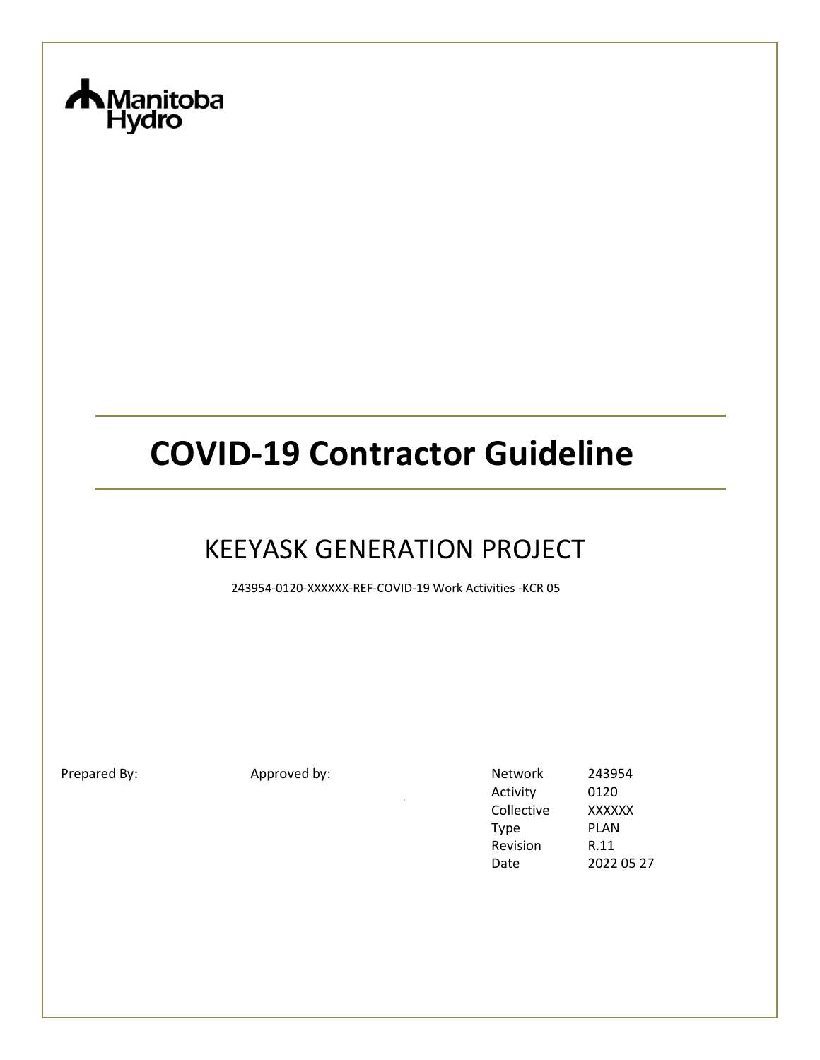Manitoba Hydro

# COVID-19 Contractor Guideline

## KEEYASK GENERATION PROJECT

243954-0120-XXXXXX-REF-COVID-19 Work Activities -KCR 05

Prepared By:

Approved by:

| | |
|---|---|
| Network | 243954 |
| Activity | 0120 |
| Collective | XXXXXX |
| Type | PLAN |
| Revision | R.11 |
| Date | 2022 05 27 |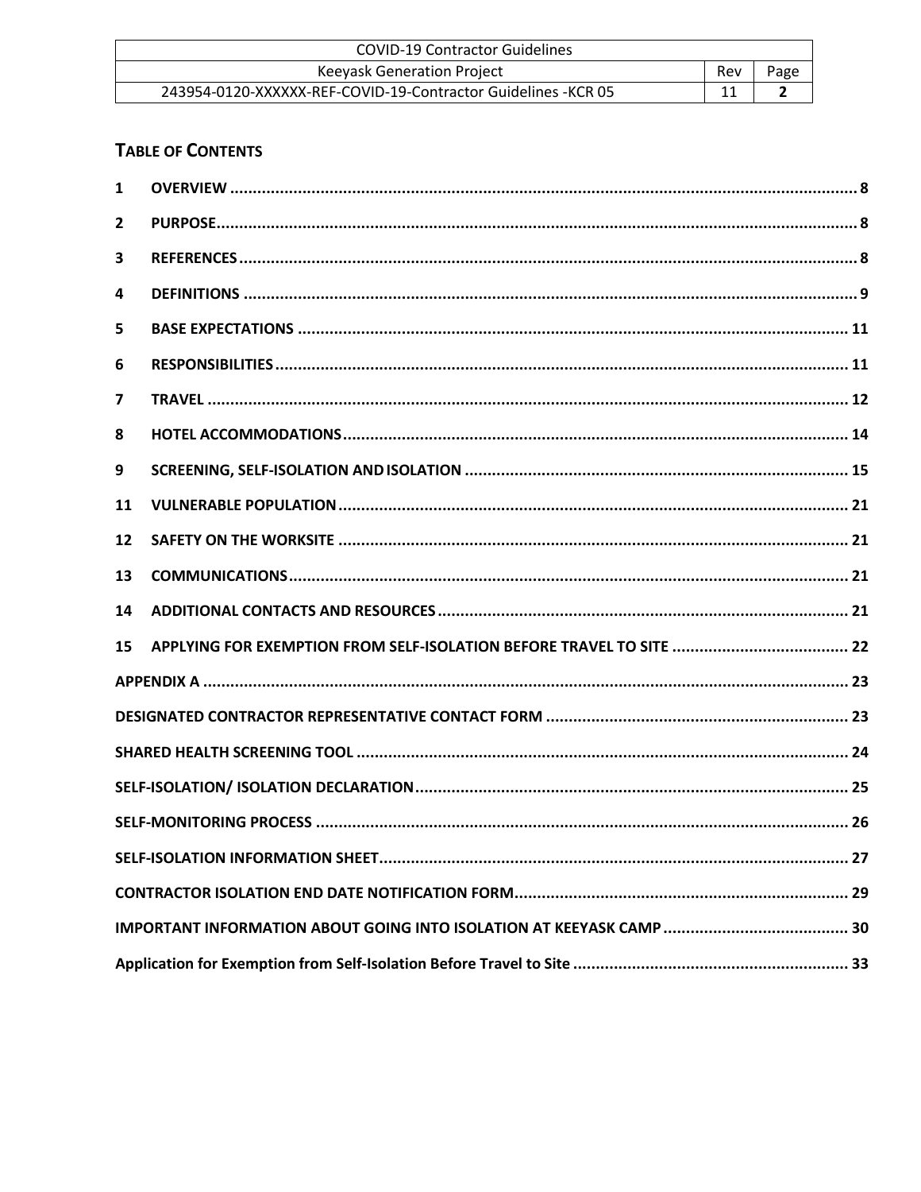## Table of Contents

1 OVERVIEW ..... 8

2 PURPOSE ..... 8

3 REFERENCES ..... 8

4 DEFINITIONS ..... 9

5 BASE EXPECTATIONS ..... 11

6 RESPONSIBILITIES ..... 11

7 TRAVEL ..... 12

8 HOTEL ACCOMMODATIONS ..... 14

9 SCREENING, SELF-ISOLATION AND ISOLATION ..... 15

11 VULNERABLE POPULATION ..... 21

12 SAFETY ON THE WORKSITE ..... 21

13 COMMUNICATIONS ..... 21

14 ADDITIONAL CONTACTS AND RESOURCES ..... 21

15 APPLYING FOR EXEMPTION FROM SELF-ISOLATION BEFORE TRAVEL TO SITE ..... 22

APPENDIX A ..... 23

DESIGNATED CONTRACTOR REPRESENTATIVE CONTACT FORM ..... 23

SHARED HEALTH SCREENING TOOL ..... 24

SELF-ISOLATION/ ISOLATION DECLARATION ..... 25

SELF-MONITORING PROCESS ..... 26

SELF-ISOLATION INFORMATION SHEET ..... 27

CONTRACTOR ISOLATION END DATE NOTIFICATION FORM ..... 29

IMPORTANT INFORMATION ABOUT GOING INTO ISOLATION AT KEEYASK CAMP ..... 30

Application for Exemption from Self-Isolation Before Travel to Site ..... 33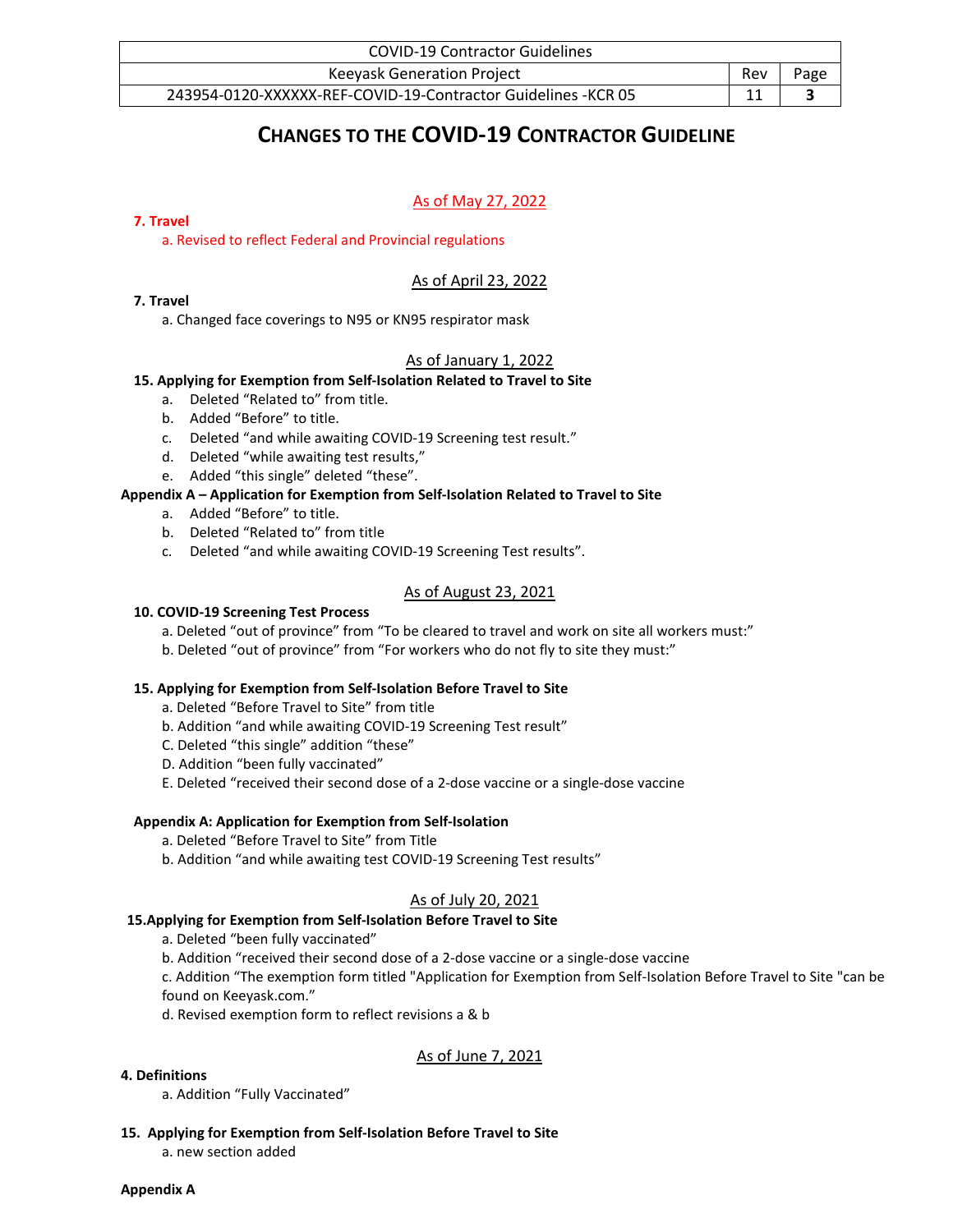# CHANGES TO THE COVID-19 CONTRACTOR GUIDELINE

As of May 27, 2022

**7. Travel**

a. Revised to reflect Federal and Provincial regulations

As of April 23, 2022

**7. Travel**

a. Changed face coverings to N95 or KN95 respirator mask

As of January 1, 2022

**15. Applying for Exemption from Self-Isolation Related to Travel to Site**

a. Deleted "Related to" from title.
b. Added "Before" to title.
c. Deleted "and while awaiting COVID-19 Screening test result."
d. Deleted "while awaiting test results,"
e. Added "this single" deleted "these".

**Appendix A – Application for Exemption from Self-Isolation Related to Travel to Site**

a. Added "Before" to title.
b. Deleted "Related to" from title
c. Deleted "and while awaiting COVID-19 Screening Test results".

As of August 23, 2021

**10. COVID-19 Screening Test Process**

a. Deleted "out of province" from "To be cleared to travel and work on site all workers must:"
b. Deleted "out of province" from "For workers who do not fly to site they must:"

**15. Applying for Exemption from Self-Isolation Before Travel to Site**

a. Deleted "Before Travel to Site" from title
b. Addition "and while awaiting COVID-19 Screening Test result"
C. Deleted "this single" addition "these"
D. Addition "been fully vaccinated"
E. Deleted "received their second dose of a 2-dose vaccine or a single-dose vaccine

**Appendix A: Application for Exemption from Self-Isolation**

a. Deleted "Before Travel to Site" from Title
b. Addition "and while awaiting test COVID-19 Screening Test results"

As of July 20, 2021

**15. Applying for Exemption from Self-Isolation Before Travel to Site**

a. Deleted "been fully vaccinated"
b. Addition "received their second dose of a 2-dose vaccine or a single-dose vaccine
c. Addition "The exemption form titled "Application for Exemption from Self-Isolation Before Travel to Site "can be found on Keeyask.com."
d. Revised exemption form to reflect revisions a & b

As of June 7, 2021

**4. Definitions**

a. Addition "Fully Vaccinated"

**15. Applying for Exemption from Self-Isolation Before Travel to Site**

a. new section added

**Appendix A**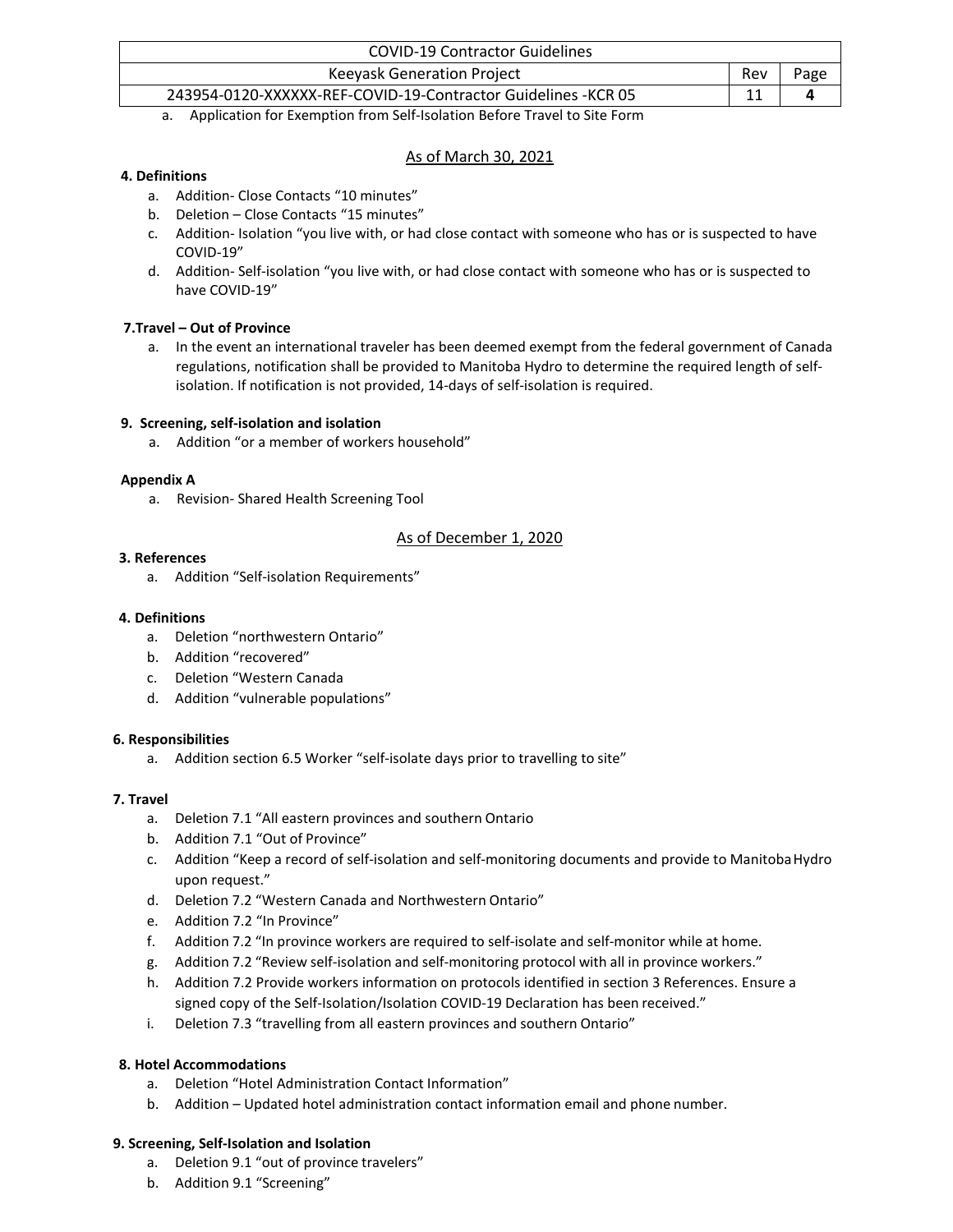a. Application for Exemption from Self-Isolation Before Travel to Site Form

## As of March 30, 2021

**4. Definitions**

a. Addition- Close Contacts "10 minutes"
b. Deletion – Close Contacts "15 minutes"
c. Addition- Isolation "you live with, or had close contact with someone who has or is suspected to have COVID-19"
d. Addition- Self-isolation "you live with, or had close contact with someone who has or is suspected to have COVID-19"

**7.Travel – Out of Province**

a. In the event an international traveler has been deemed exempt from the federal government of Canada regulations, notification shall be provided to Manitoba Hydro to determine the required length of self-isolation. If notification is not provided, 14-days of self-isolation is required.

**9. Screening, self-isolation and isolation**

a. Addition "or a member of workers household"

**Appendix A**

a. Revision- Shared Health Screening Tool

## As of December 1, 2020

**3. References**

a. Addition "Self-isolation Requirements"

**4. Definitions**

a. Deletion "northwestern Ontario"
b. Addition "recovered"
c. Deletion "Western Canada
d. Addition "vulnerable populations"

**6. Responsibilities**

a. Addition section 6.5 Worker "self-isolate days prior to travelling to site"

**7. Travel**

a. Deletion 7.1 "All eastern provinces and southern Ontario
b. Addition 7.1 "Out of Province"
c. Addition "Keep a record of self-isolation and self-monitoring documents and provide to Manitoba Hydro upon request."
d. Deletion 7.2 "Western Canada and Northwestern Ontario"
e. Addition 7.2 "In Province"
f. Addition 7.2 "In province workers are required to self-isolate and self-monitor while at home.
g. Addition 7.2 "Review self-isolation and self-monitoring protocol with all in province workers."
h. Addition 7.2 Provide workers information on protocols identified in section 3 References. Ensure a signed copy of the Self-Isolation/Isolation COVID-19 Declaration has been received."
i. Deletion 7.3 "travelling from all eastern provinces and southern Ontario"

**8. Hotel Accommodations**

a. Deletion "Hotel Administration Contact Information"
b. Addition – Updated hotel administration contact information email and phone number.

**9. Screening, Self-Isolation and Isolation**

a. Deletion 9.1 "out of province travelers"
b. Addition 9.1 "Screening"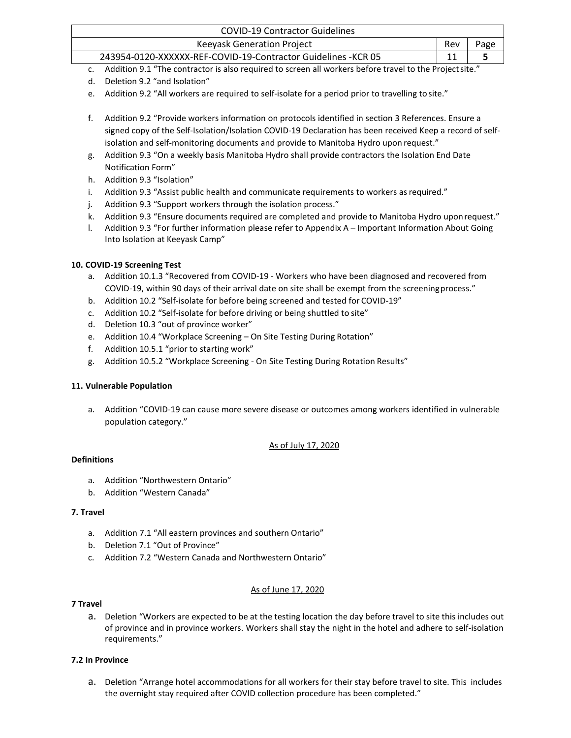c. Addition 9.1 "The contractor is also required to screen all workers before travel to the Project site."
d. Deletion 9.2 "and Isolation"
e. Addition 9.2 "All workers are required to self-isolate for a period prior to travelling to site."
f. Addition 9.2 "Provide workers information on protocols identified in section 3 References. Ensure a signed copy of the Self-Isolation/Isolation COVID-19 Declaration has been received Keep a record of self-isolation and self-monitoring documents and provide to Manitoba Hydro upon request."
g. Addition 9.3 "On a weekly basis Manitoba Hydro shall provide contractors the Isolation End Date Notification Form"
h. Addition 9.3 "Isolation"
i. Addition 9.3 "Assist public health and communicate requirements to workers as required."
j. Addition 9.3 "Support workers through the isolation process."
k. Addition 9.3 "Ensure documents required are completed and provide to Manitoba Hydro upon request."
l. Addition 9.3 "For further information please refer to Appendix A – Important Information About Going Into Isolation at Keeyask Camp"

**10. COVID-19 Screening Test**

a. Addition 10.1.3 "Recovered from COVID-19 - Workers who have been diagnosed and recovered from COVID-19, within 90 days of their arrival date on site shall be exempt from the screening process."
b. Addition 10.2 "Self-isolate for before being screened and tested for COVID-19"
c. Addition 10.2 "Self-isolate for before driving or being shuttled to site"
d. Deletion 10.3 "out of province worker"
e. Addition 10.4 "Workplace Screening – On Site Testing During Rotation"
f. Addition 10.5.1 "prior to starting work"
g. Addition 10.5.2 "Workplace Screening - On Site Testing During Rotation Results"

**11. Vulnerable Population**

a. Addition "COVID-19 can cause more severe disease or outcomes among workers identified in vulnerable population category."

<u>As of July 17, 2020</u>

**Definitions**

a. Addition "Northwestern Ontario"
b. Addition "Western Canada"

**7. Travel**

a. Addition 7.1 "All eastern provinces and southern Ontario"
b. Deletion 7.1 "Out of Province"
c. Addition 7.2 "Western Canada and Northwestern Ontario"

<u>As of June 17, 2020</u>

**7 Travel**

a. Deletion "Workers are expected to be at the testing location the day before travel to site this includes out of province and in province workers. Workers shall stay the night in the hotel and adhere to self-isolation requirements."

**7.2 In Province**

a. Deletion "Arrange hotel accommodations for all workers for their stay before travel to site. This includes the overnight stay required after COVID collection procedure has been completed."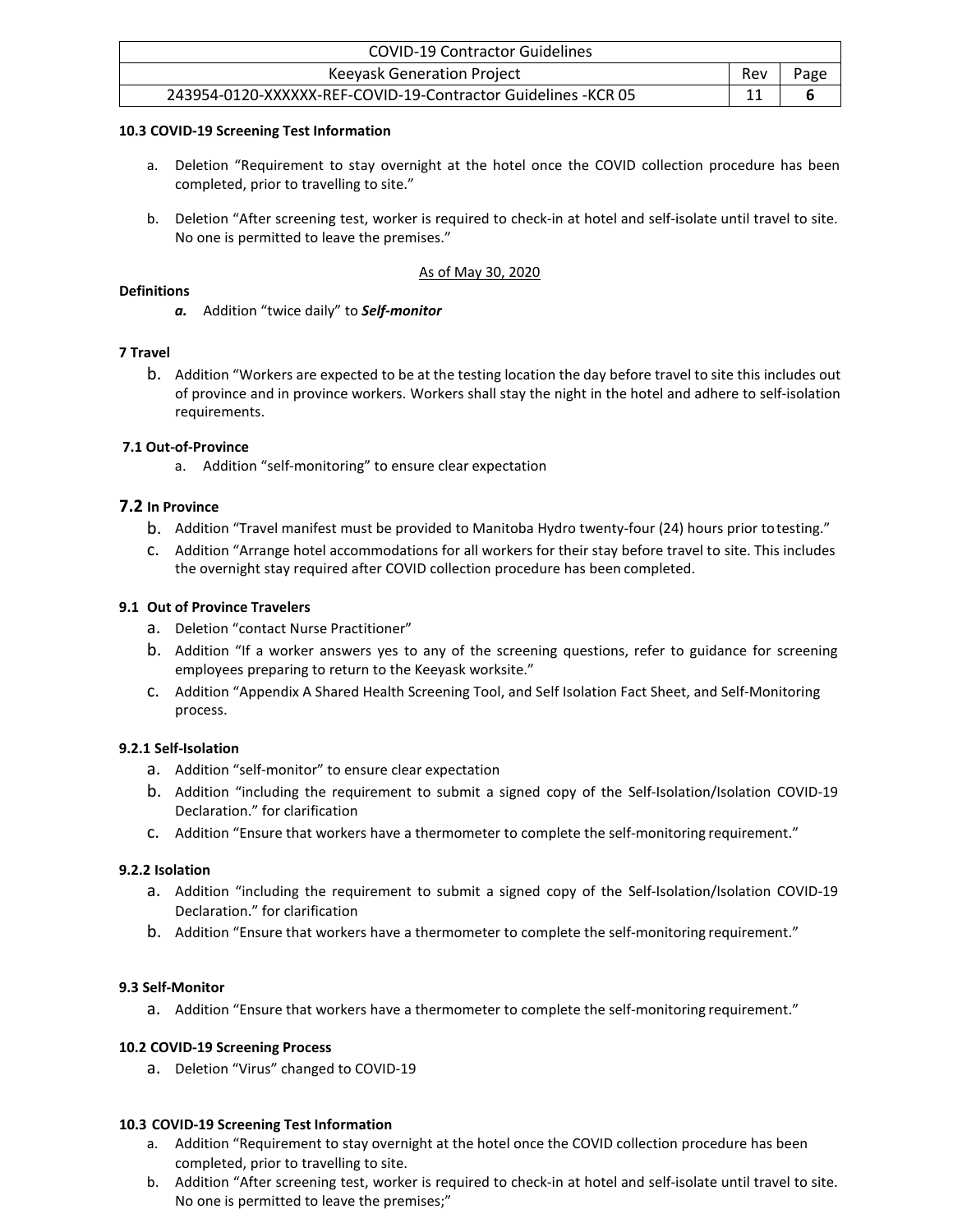**10.3 COVID-19 Screening Test Information**

a. Deletion "Requirement to stay overnight at the hotel once the COVID collection procedure has been completed, prior to travelling to site."

b. Deletion "After screening test, worker is required to check-in at hotel and self-isolate until travel to site. No one is permitted to leave the premises."

As of May 30, 2020

**Definitions**

***a.*** Addition "twice daily" to ***Self-monitor***

**7 Travel**

b. Addition "Workers are expected to be at the testing location the day before travel to site this includes out of province and in province workers. Workers shall stay the night in the hotel and adhere to self-isolation requirements.

**7.1 Out-of-Province**

a. Addition "self-monitoring" to ensure clear expectation

**7.2 In Province**

b. Addition "Travel manifest must be provided to Manitoba Hydro twenty-four (24) hours prior to testing."
c. Addition "Arrange hotel accommodations for all workers for their stay before travel to site. This includes the overnight stay required after COVID collection procedure has been completed.

**9.1 Out of Province Travelers**

a. Deletion "contact Nurse Practitioner"
b. Addition "If a worker answers yes to any of the screening questions, refer to guidance for screening employees preparing to return to the Keeyask worksite."
c. Addition "Appendix A Shared Health Screening Tool, and Self Isolation Fact Sheet, and Self-Monitoring process.

**9.2.1 Self-Isolation**

a. Addition "self-monitor" to ensure clear expectation
b. Addition "including the requirement to submit a signed copy of the Self-Isolation/Isolation COVID-19 Declaration." for clarification
c. Addition "Ensure that workers have a thermometer to complete the self-monitoring requirement."

**9.2.2 Isolation**

a. Addition "including the requirement to submit a signed copy of the Self-Isolation/Isolation COVID-19 Declaration." for clarification
b. Addition "Ensure that workers have a thermometer to complete the self-monitoring requirement."

**9.3 Self-Monitor**

a. Addition "Ensure that workers have a thermometer to complete the self-monitoring requirement."

**10.2 COVID-19 Screening Process**

a. Deletion "Virus" changed to COVID-19

**10.3 COVID-19 Screening Test Information**

a. Addition "Requirement to stay overnight at the hotel once the COVID collection procedure has been completed, prior to travelling to site.
b. Addition "After screening test, worker is required to check-in at hotel and self-isolate until travel to site. No one is permitted to leave the premises;"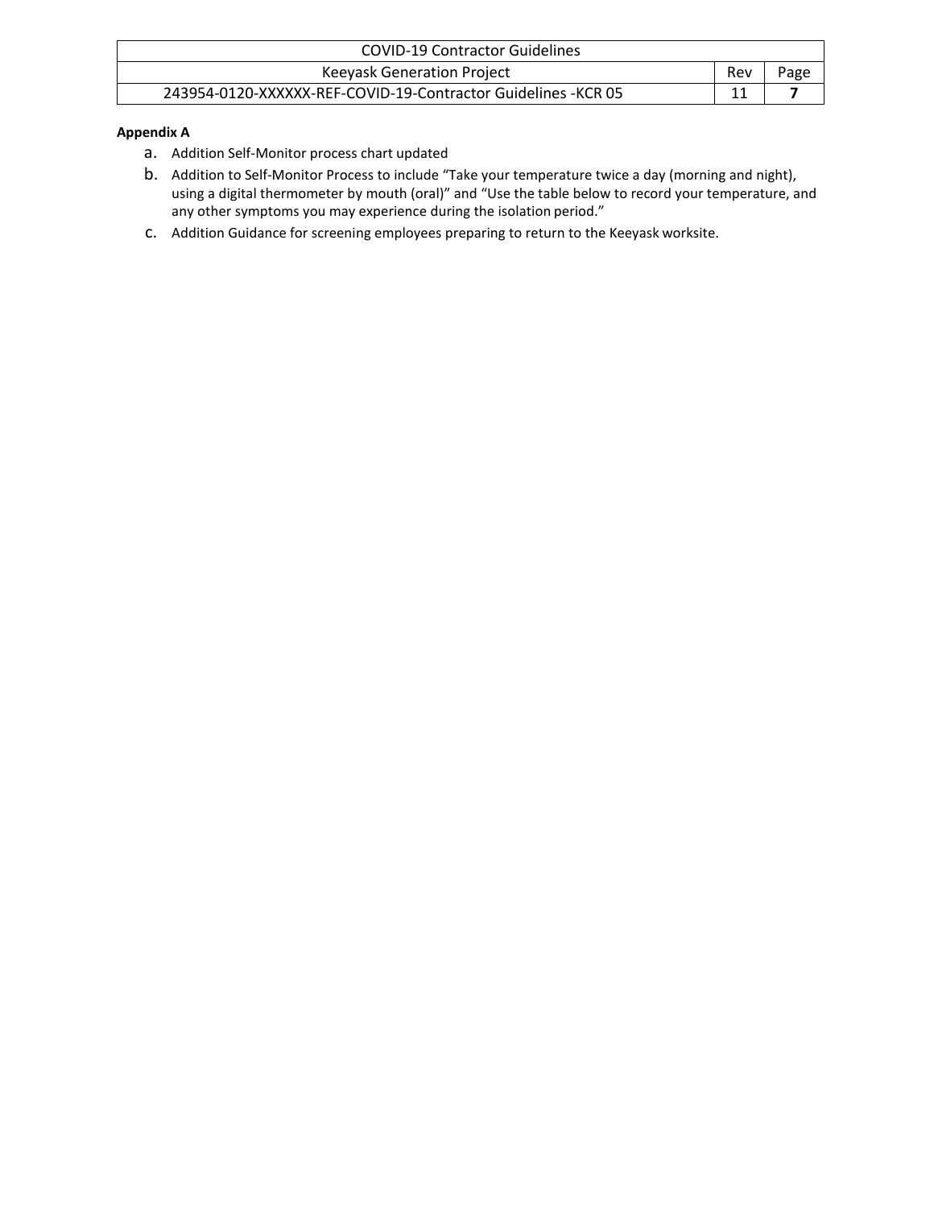**Appendix A**

a. Addition Self-Monitor process chart updated
b. Addition to Self-Monitor Process to include "Take your temperature twice a day (morning and night), using a digital thermometer by mouth (oral)" and "Use the table below to record your temperature, and any other symptoms you may experience during the isolation period."
c. Addition Guidance for screening employees preparing to return to the Keeyask worksite.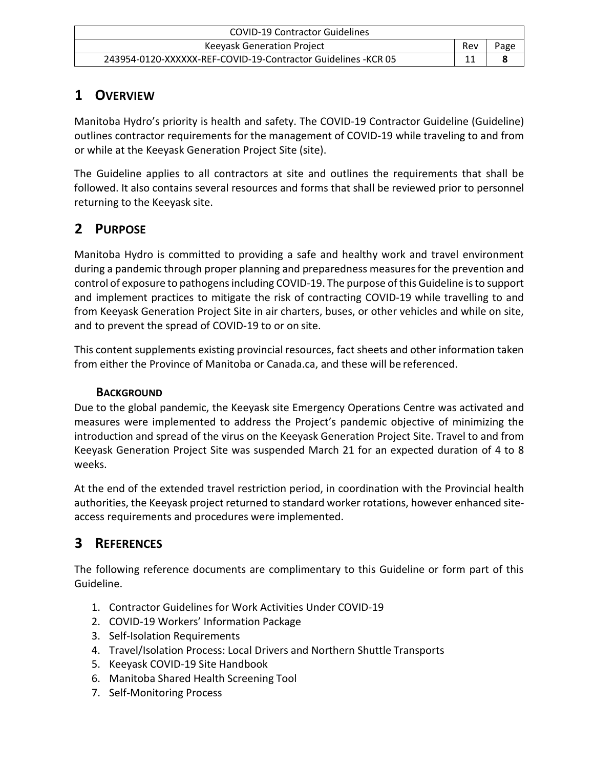# 1 OVERVIEW

Manitoba Hydro's priority is health and safety. The COVID-19 Contractor Guideline (Guideline) outlines contractor requirements for the management of COVID-19 while traveling to and from or while at the Keeyask Generation Project Site (site).

The Guideline applies to all contractors at site and outlines the requirements that shall be followed. It also contains several resources and forms that shall be reviewed prior to personnel returning to the Keeyask site.

# 2 PURPOSE

Manitoba Hydro is committed to providing a safe and healthy work and travel environment during a pandemic through proper planning and preparedness measures for the prevention and control of exposure to pathogens including COVID-19. The purpose of this Guideline is to support and implement practices to mitigate the risk of contracting COVID-19 while travelling to and from Keeyask Generation Project Site in air charters, buses, or other vehicles and while on site, and to prevent the spread of COVID-19 to or on site.

This content supplements existing provincial resources, fact sheets and other information taken from either the Province of Manitoba or Canada.ca, and these will be referenced.

### BACKGROUND

Due to the global pandemic, the Keeyask site Emergency Operations Centre was activated and measures were implemented to address the Project's pandemic objective of minimizing the introduction and spread of the virus on the Keeyask Generation Project Site. Travel to and from Keeyask Generation Project Site was suspended March 21 for an expected duration of 4 to 8 weeks.

At the end of the extended travel restriction period, in coordination with the Provincial health authorities, the Keeyask project returned to standard worker rotations, however enhanced site-access requirements and procedures were implemented.

# 3 REFERENCES

The following reference documents are complimentary to this Guideline or form part of this Guideline.

1. Contractor Guidelines for Work Activities Under COVID-19
2. COVID-19 Workers' Information Package
3. Self-Isolation Requirements
4. Travel/Isolation Process: Local Drivers and Northern Shuttle Transports
5. Keeyask COVID-19 Site Handbook
6. Manitoba Shared Health Screening Tool
7. Self-Monitoring Process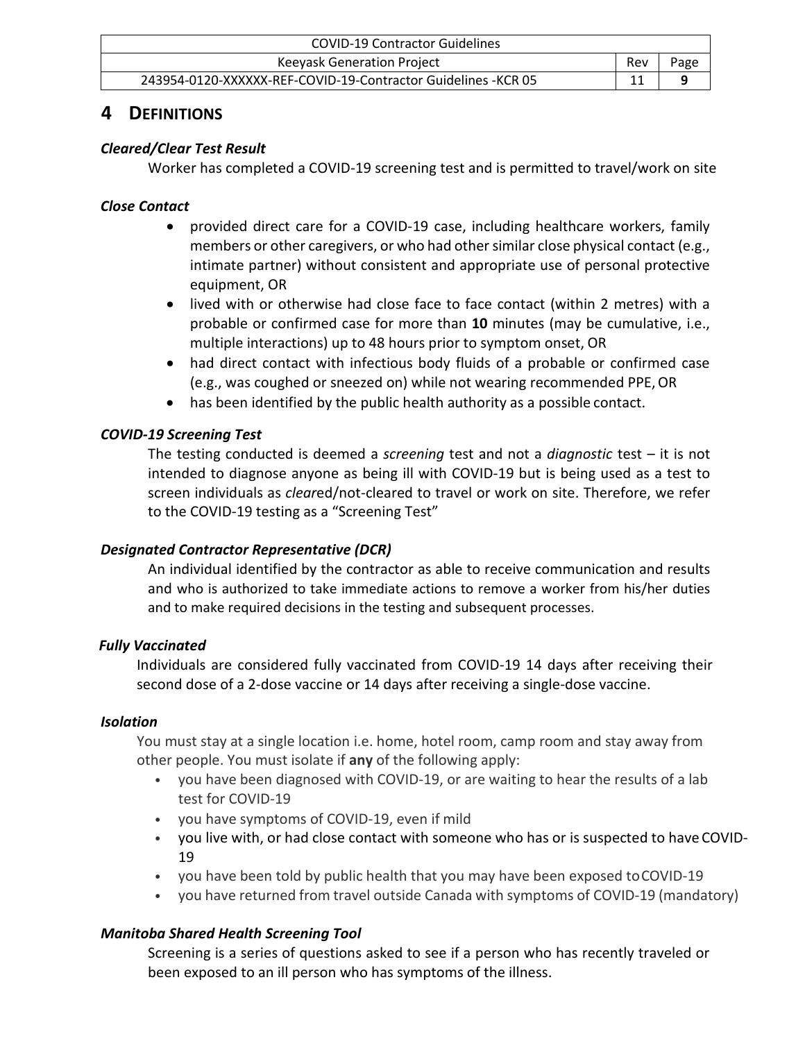## 4 DEFINITIONS

### *Cleared/Clear Test Result*

Worker has completed a COVID-19 screening test and is permitted to travel/work on site

### *Close Contact*

- provided direct care for a COVID-19 case, including healthcare workers, family members or other caregivers, or who had other similar close physical contact (e.g., intimate partner) without consistent and appropriate use of personal protective equipment, OR
- lived with or otherwise had close face to face contact (within 2 metres) with a probable or confirmed case for more than **10** minutes (may be cumulative, i.e., multiple interactions) up to 48 hours prior to symptom onset, OR
- had direct contact with infectious body fluids of a probable or confirmed case (e.g., was coughed or sneezed on) while not wearing recommended PPE, OR
- has been identified by the public health authority as a possible contact.

### *COVID-19 Screening Test*

The testing conducted is deemed a *screening* test and not a *diagnostic* test – it is not intended to diagnose anyone as being ill with COVID-19 but is being used as a test to screen individuals as *clear*ed/not-cleared to travel or work on site. Therefore, we refer to the COVID-19 testing as a "Screening Test"

### *Designated Contractor Representative (DCR)*

An individual identified by the contractor as able to receive communication and results and who is authorized to take immediate actions to remove a worker from his/her duties and to make required decisions in the testing and subsequent processes.

### *Fully Vaccinated*

Individuals are considered fully vaccinated from COVID-19 14 days after receiving their second dose of a 2-dose vaccine or 14 days after receiving a single-dose vaccine.

### *Isolation*

You must stay at a single location i.e. home, hotel room, camp room and stay away from other people. You must isolate if **any** of the following apply:

- you have been diagnosed with COVID-19, or are waiting to hear the results of a lab test for COVID-19
- you have symptoms of COVID-19, even if mild
- you live with, or had close contact with someone who has or is suspected to have COVID-19
- you have been told by public health that you may have been exposed to COVID-19
- you have returned from travel outside Canada with symptoms of COVID-19 (mandatory)

### *Manitoba Shared Health Screening Tool*

Screening is a series of questions asked to see if a person who has recently traveled or been exposed to an ill person who has symptoms of the illness.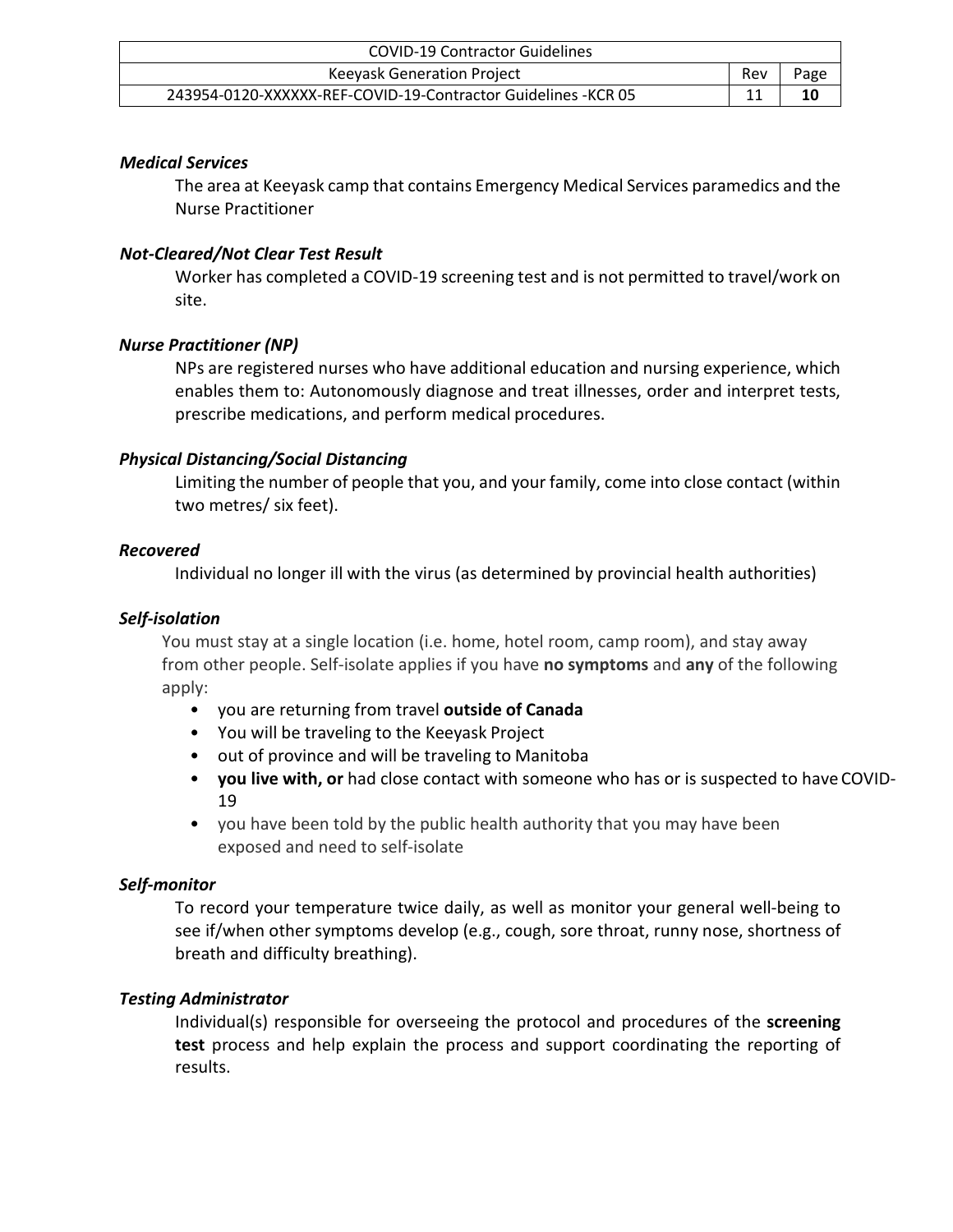***Medical Services***

The area at Keeyask camp that contains Emergency Medical Services paramedics and the Nurse Practitioner

***Not-Cleared/Not Clear Test Result***

Worker has completed a COVID-19 screening test and is not permitted to travel/work on site.

***Nurse Practitioner (NP)***

NPs are registered nurses who have additional education and nursing experience, which enables them to: Autonomously diagnose and treat illnesses, order and interpret tests, prescribe medications, and perform medical procedures.

***Physical Distancing/Social Distancing***

Limiting the number of people that you, and your family, come into close contact (within two metres/ six feet).

***Recovered***

Individual no longer ill with the virus (as determined by provincial health authorities)

***Self-isolation***

You must stay at a single location (i.e. home, hotel room, camp room), and stay away from other people. Self-isolate applies if you have **no symptoms** and **any** of the following apply:

- you are returning from travel **outside of Canada**
- You will be traveling to the Keeyask Project
- out of province and will be traveling to Manitoba
- **you live with, or** had close contact with someone who has or is suspected to have COVID-19
- you have been told by the public health authority that you may have been exposed and need to self-isolate

***Self-monitor***

To record your temperature twice daily, as well as monitor your general well-being to see if/when other symptoms develop (e.g., cough, sore throat, runny nose, shortness of breath and difficulty breathing).

***Testing Administrator***

Individual(s) responsible for overseeing the protocol and procedures of the **screening test** process and help explain the process and support coordinating the reporting of results.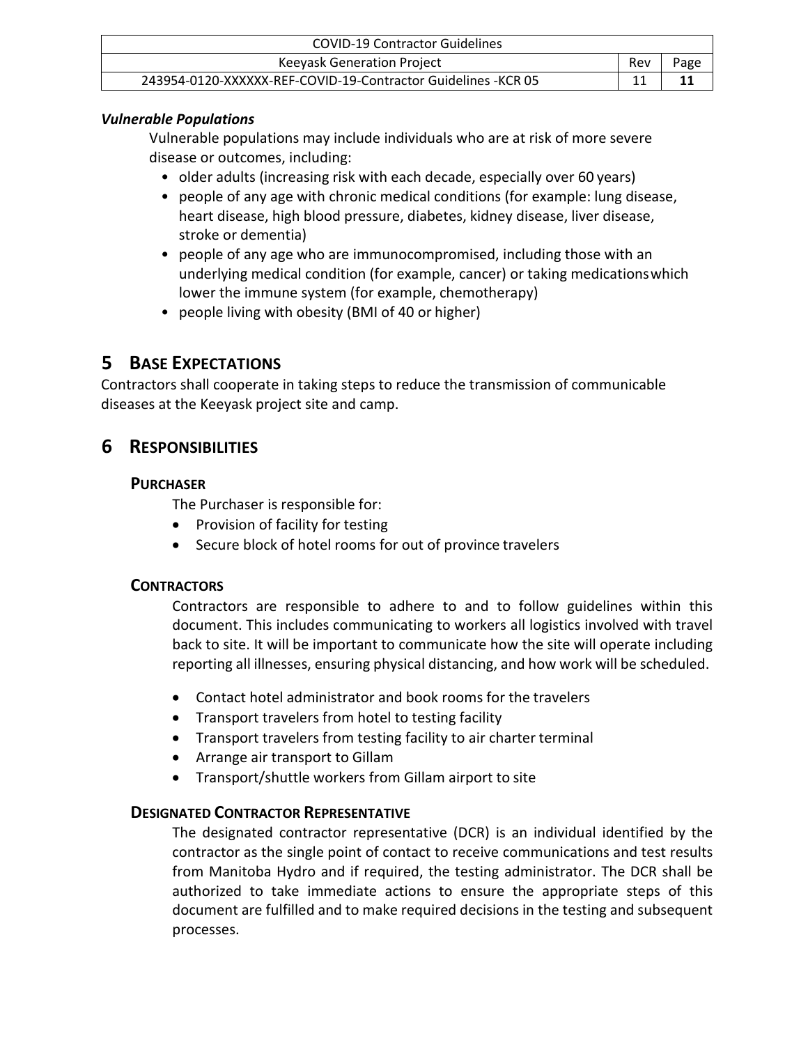***Vulnerable Populations***

Vulnerable populations may include individuals who are at risk of more severe disease or outcomes, including:

- older adults (increasing risk with each decade, especially over 60 years)
- people of any age with chronic medical conditions (for example: lung disease, heart disease, high blood pressure, diabetes, kidney disease, liver disease, stroke or dementia)
- people of any age who are immunocompromised, including those with an underlying medical condition (for example, cancer) or taking medications which lower the immune system (for example, chemotherapy)
- people living with obesity (BMI of 40 or higher)

# 5 Base Expectations

Contractors shall cooperate in taking steps to reduce the transmission of communicable diseases at the Keeyask project site and camp.

# 6 Responsibilities

## Purchaser

The Purchaser is responsible for:

- Provision of facility for testing
- Secure block of hotel rooms for out of province travelers

## Contractors

Contractors are responsible to adhere to and to follow guidelines within this document. This includes communicating to workers all logistics involved with travel back to site. It will be important to communicate how the site will operate including reporting all illnesses, ensuring physical distancing, and how work will be scheduled.

- Contact hotel administrator and book rooms for the travelers
- Transport travelers from hotel to testing facility
- Transport travelers from testing facility to air charter terminal
- Arrange air transport to Gillam
- Transport/shuttle workers from Gillam airport to site

## Designated Contractor Representative

The designated contractor representative (DCR) is an individual identified by the contractor as the single point of contact to receive communications and test results from Manitoba Hydro and if required, the testing administrator. The DCR shall be authorized to take immediate actions to ensure the appropriate steps of this document are fulfilled and to make required decisions in the testing and subsequent processes.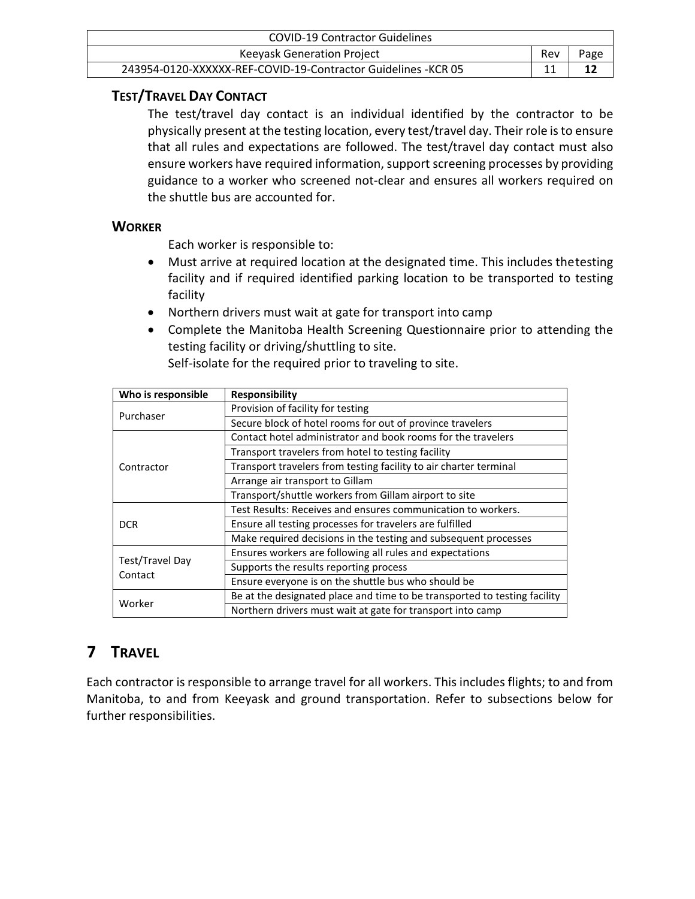### TEST/TRAVEL DAY CONTACT

The test/travel day contact is an individual identified by the contractor to be physically present at the testing location, every test/travel day. Their role is to ensure that all rules and expectations are followed. The test/travel day contact must also ensure workers have required information, support screening processes by providing guidance to a worker who screened not-clear and ensures all workers required on the shuttle bus are accounted for.

### WORKER

Each worker is responsible to:

- Must arrive at required location at the designated time. This includes thetesting facility and if required identified parking location to be transported to testing facility
- Northern drivers must wait at gate for transport into camp
- Complete the Manitoba Health Screening Questionnaire prior to attending the testing facility or driving/shuttling to site.
  Self-isolate for the required prior to traveling to site.

| Who is responsible | Responsibility |
|---|---|
| Purchaser | Provision of facility for testing |
| | Secure block of hotel rooms for out of province travelers |
| Contractor | Contact hotel administrator and book rooms for the travelers |
| | Transport travelers from hotel to testing facility |
| | Transport travelers from testing facility to air charter terminal |
| | Arrange air transport to Gillam |
| | Transport/shuttle workers from Gillam airport to site |
| DCR | Test Results: Receives and ensures communication to workers. |
| | Ensure all testing processes for travelers are fulfilled |
| | Make required decisions in the testing and subsequent processes |
| Test/Travel Day Contact | Ensures workers are following all rules and expectations |
| | Supports the results reporting process |
| | Ensure everyone is on the shuttle bus who should be |
| Worker | Be at the designated place and time to be transported to testing facility |
| | Northern drivers must wait at gate for transport into camp |

# 7 TRAVEL

Each contractor is responsible to arrange travel for all workers. This includes flights; to and from Manitoba, to and from Keeyask and ground transportation. Refer to subsections below for further responsibilities.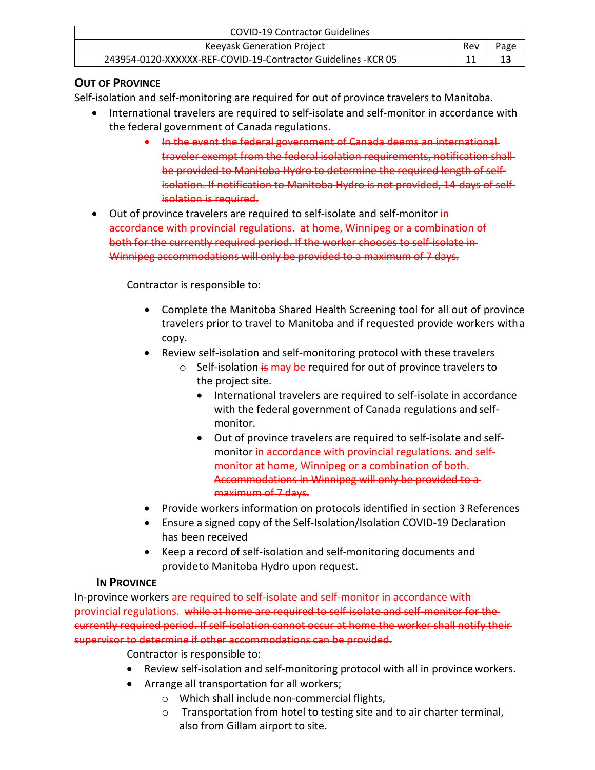### OUT OF PROVINCE

Self-isolation and self-monitoring are required for out of province travelers to Manitoba.

- International travelers are required to self-isolate and self-monitor in accordance with the federal government of Canada regulations.
    - ~~In the event the federal government of Canada deems an international traveler exempt from the federal isolation requirements, notification shall be provided to Manitoba Hydro to determine the required length of self-isolation. If notification to Manitoba Hydro is not provided, 14-days of self-isolation is required.~~
- Out of province travelers are required to self-isolate and self-monitor in accordance with provincial regulations. ~~at home, Winnipeg or a combination of both for the currently required period. If the worker chooses to self-isolate in Winnipeg accommodations will only be provided to a maximum of 7 days.~~

Contractor is responsible to:

- Complete the Manitoba Shared Health Screening tool for all out of province travelers prior to travel to Manitoba and if requested provide workers with a copy.
- Review self-isolation and self-monitoring protocol with these travelers
    - Self-isolation ~~is~~ may be required for out of province travelers to the project site.
        - International travelers are required to self-isolate in accordance with the federal government of Canada regulations and self-monitor.
        - Out of province travelers are required to self-isolate and self-monitor in accordance with provincial regulations. ~~and self-monitor at home, Winnipeg or a combination of both. Accommodations in Winnipeg will only be provided to a maximum of 7 days.~~
- Provide workers information on protocols identified in section 3 References
- Ensure a signed copy of the Self-Isolation/Isolation COVID-19 Declaration has been received
- Keep a record of self-isolation and self-monitoring documents and provide to Manitoba Hydro upon request.

### IN PROVINCE

In-province workers are required to self-isolate and self-monitor in accordance with provincial regulations. ~~while at home are required to self-isolate and self-monitor for the currently required period. If self-isolation cannot occur at home the worker shall notify their supervisor to determine if other accommodations can be provided.~~

Contractor is responsible to:

- Review self-isolation and self-monitoring protocol with all in province workers.
- Arrange all transportation for all workers;
    - Which shall include non-commercial flights,
    - Transportation from hotel to testing site and to air charter terminal, also from Gillam airport to site.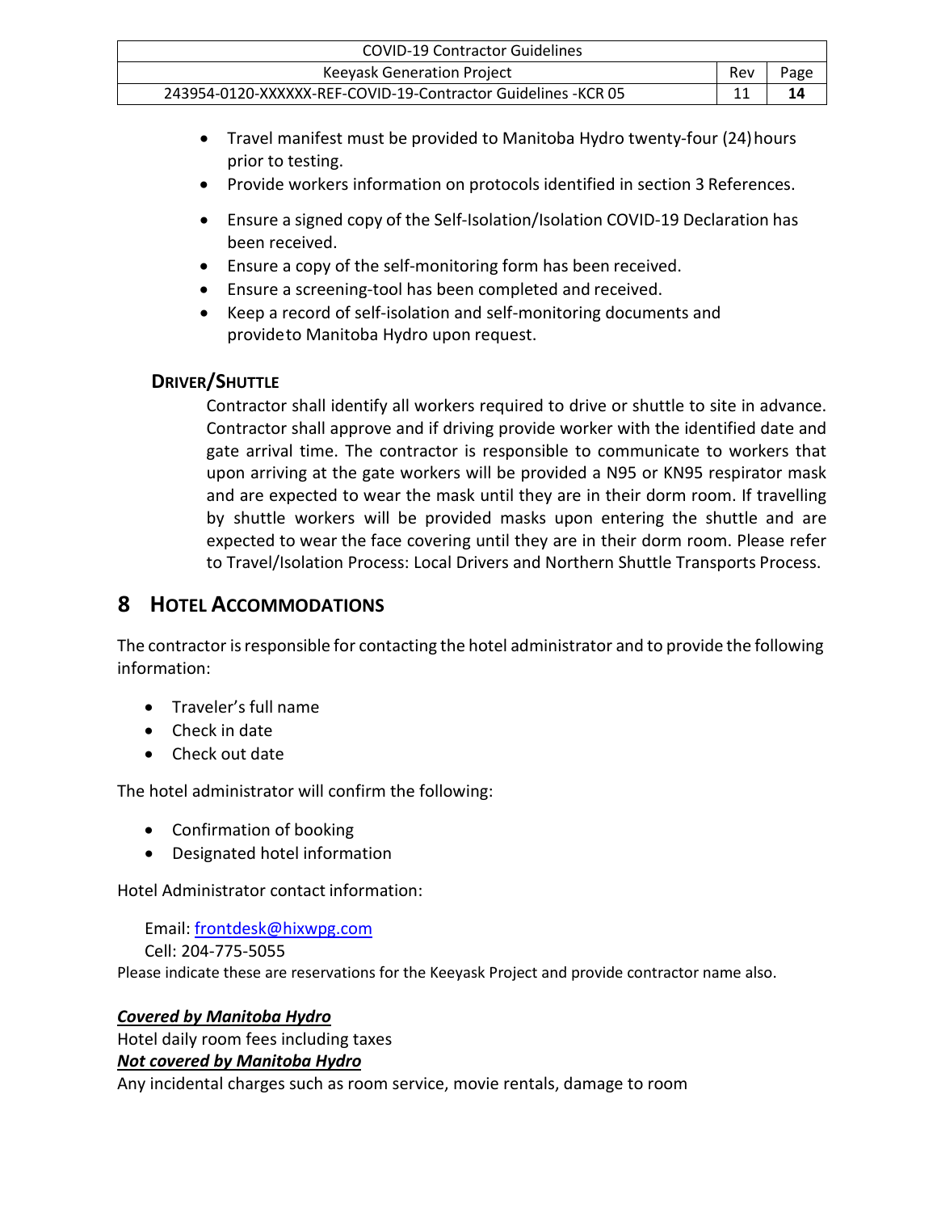- Travel manifest must be provided to Manitoba Hydro twenty-four (24) hours prior to testing.
- Provide workers information on protocols identified in section 3 References.
- Ensure a signed copy of the Self-Isolation/Isolation COVID-19 Declaration has been received.
- Ensure a copy of the self-monitoring form has been received.
- Ensure a screening-tool has been completed and received.
- Keep a record of self-isolation and self-monitoring documents and provide to Manitoba Hydro upon request.

### DRIVER/SHUTTLE

Contractor shall identify all workers required to drive or shuttle to site in advance. Contractor shall approve and if driving provide worker with the identified date and gate arrival time. The contractor is responsible to communicate to workers that upon arriving at the gate workers will be provided a N95 or KN95 respirator mask and are expected to wear the mask until they are in their dorm room. If travelling by shuttle workers will be provided masks upon entering the shuttle and are expected to wear the face covering until they are in their dorm room. Please refer to Travel/Isolation Process: Local Drivers and Northern Shuttle Transports Process.

## 8 HOTEL ACCOMMODATIONS

The contractor is responsible for contacting the hotel administrator and to provide the following information:

- Traveler's full name
- Check in date
- Check out date

The hotel administrator will confirm the following:

- Confirmation of booking
- Designated hotel information

Hotel Administrator contact information:

Email: frontdesk@hixwpg.com
Cell: 204-775-5055

Please indicate these are reservations for the Keeyask Project and provide contractor name also.

***Covered by Manitoba Hydro***

Hotel daily room fees including taxes

***Not covered by Manitoba Hydro***

Any incidental charges such as room service, movie rentals, damage to room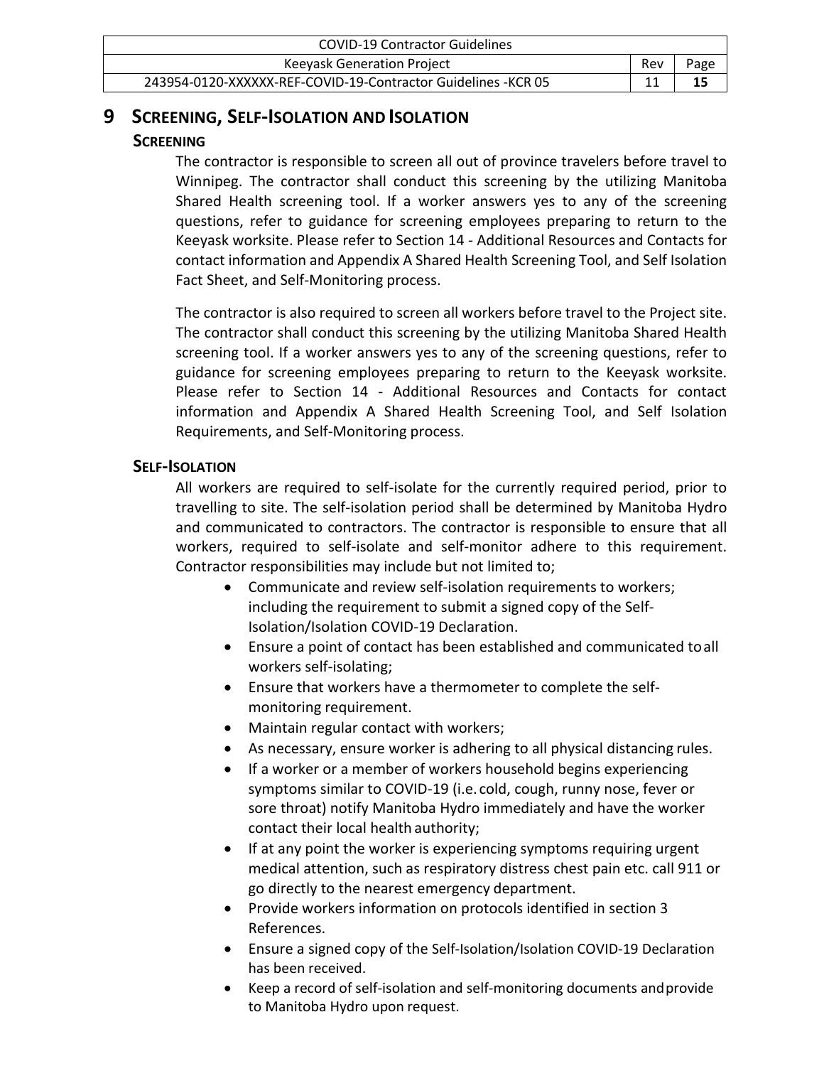# 9 Screening, Self-Isolation and Isolation

## Screening

The contractor is responsible to screen all out of province travelers before travel to Winnipeg. The contractor shall conduct this screening by the utilizing Manitoba Shared Health screening tool. If a worker answers yes to any of the screening questions, refer to guidance for screening employees preparing to return to the Keeyask worksite. Please refer to Section 14 - Additional Resources and Contacts for contact information and Appendix A Shared Health Screening Tool, and Self Isolation Fact Sheet, and Self-Monitoring process.

The contractor is also required to screen all workers before travel to the Project site. The contractor shall conduct this screening by the utilizing Manitoba Shared Health screening tool. If a worker answers yes to any of the screening questions, refer to guidance for screening employees preparing to return to the Keeyask worksite. Please refer to Section 14 - Additional Resources and Contacts for contact information and Appendix A Shared Health Screening Tool, and Self Isolation Requirements, and Self-Monitoring process.

## Self-Isolation

All workers are required to self-isolate for the currently required period, prior to travelling to site. The self-isolation period shall be determined by Manitoba Hydro and communicated to contractors. The contractor is responsible to ensure that all workers, required to self-isolate and self-monitor adhere to this requirement. Contractor responsibilities may include but not limited to;

- Communicate and review self-isolation requirements to workers; including the requirement to submit a signed copy of the Self-Isolation/Isolation COVID-19 Declaration.
- Ensure a point of contact has been established and communicated to all workers self-isolating;
- Ensure that workers have a thermometer to complete the self-monitoring requirement.
- Maintain regular contact with workers;
- As necessary, ensure worker is adhering to all physical distancing rules.
- If a worker or a member of workers household begins experiencing symptoms similar to COVID-19 (i.e. cold, cough, runny nose, fever or sore throat) notify Manitoba Hydro immediately and have the worker contact their local health authority;
- If at any point the worker is experiencing symptoms requiring urgent medical attention, such as respiratory distress chest pain etc. call 911 or go directly to the nearest emergency department.
- Provide workers information on protocols identified in section 3 References.
- Ensure a signed copy of the Self-Isolation/Isolation COVID-19 Declaration has been received.
- Keep a record of self-isolation and self-monitoring documents and provide to Manitoba Hydro upon request.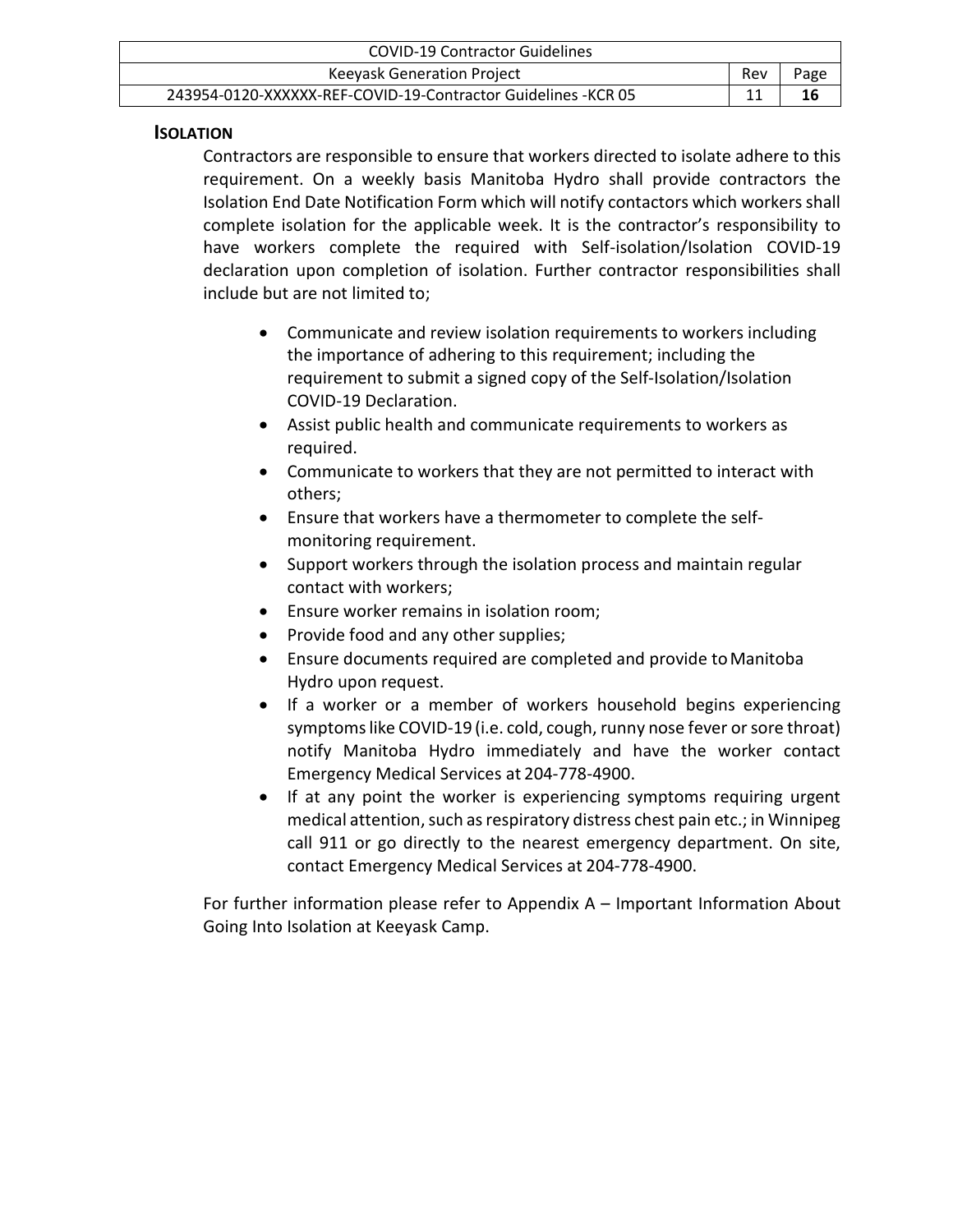## ISOLATION

Contractors are responsible to ensure that workers directed to isolate adhere to this requirement. On a weekly basis Manitoba Hydro shall provide contractors the Isolation End Date Notification Form which will notify contactors which workers shall complete isolation for the applicable week. It is the contractor's responsibility to have workers complete the required with Self-isolation/Isolation COVID-19 declaration upon completion of isolation. Further contractor responsibilities shall include but are not limited to;

- Communicate and review isolation requirements to workers including the importance of adhering to this requirement; including the requirement to submit a signed copy of the Self-Isolation/Isolation COVID-19 Declaration.
- Assist public health and communicate requirements to workers as required.
- Communicate to workers that they are not permitted to interact with others;
- Ensure that workers have a thermometer to complete the self-monitoring requirement.
- Support workers through the isolation process and maintain regular contact with workers;
- Ensure worker remains in isolation room;
- Provide food and any other supplies;
- Ensure documents required are completed and provide to Manitoba Hydro upon request.
- If a worker or a member of workers household begins experiencing symptoms like COVID-19 (i.e. cold, cough, runny nose fever or sore throat) notify Manitoba Hydro immediately and have the worker contact Emergency Medical Services at 204-778-4900.
- If at any point the worker is experiencing symptoms requiring urgent medical attention, such as respiratory distress chest pain etc.; in Winnipeg call 911 or go directly to the nearest emergency department. On site, contact Emergency Medical Services at 204-778-4900.

For further information please refer to Appendix A – Important Information About Going Into Isolation at Keeyask Camp.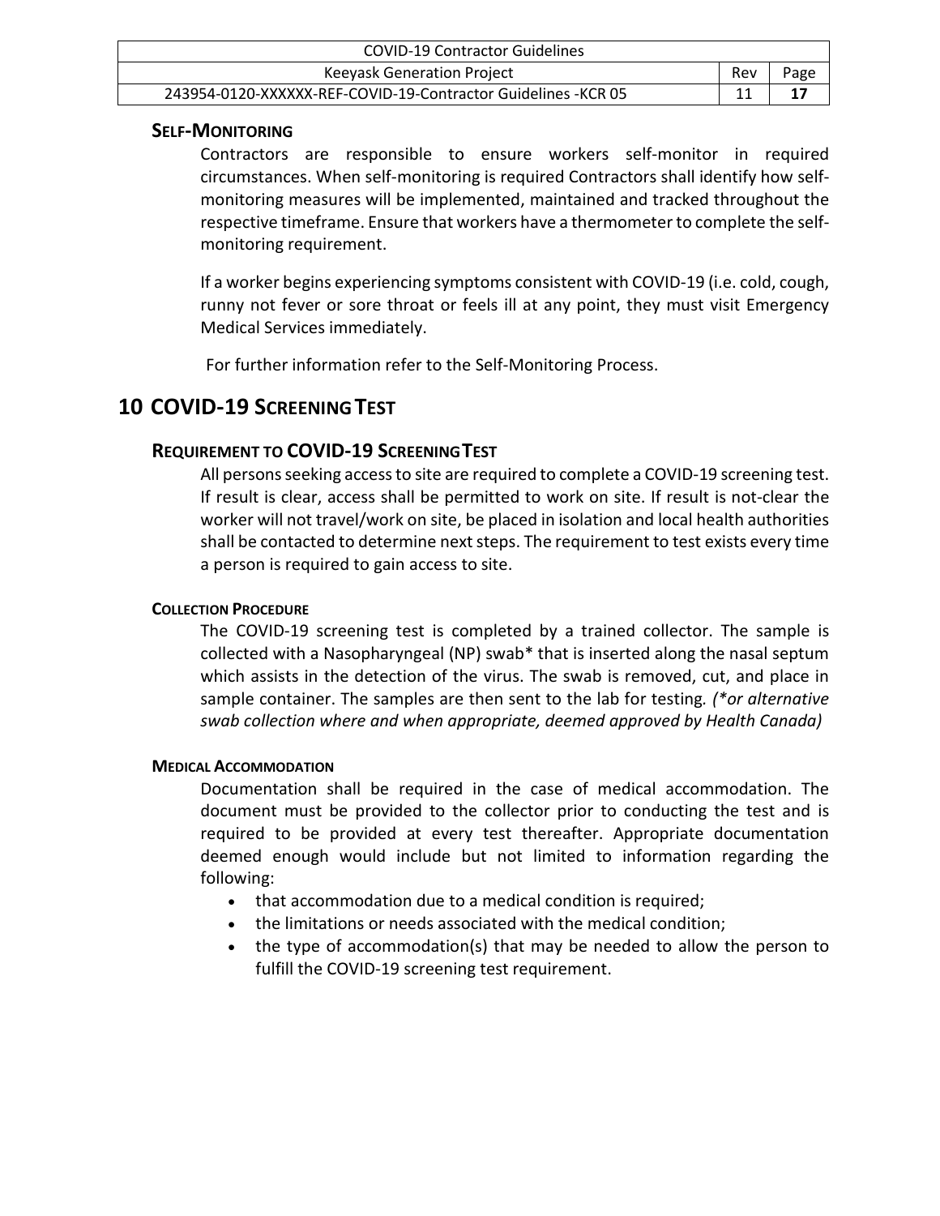### Self-Monitoring

Contractors are responsible to ensure workers self-monitor in required circumstances. When self-monitoring is required Contractors shall identify how self-monitoring measures will be implemented, maintained and tracked throughout the respective timeframe. Ensure that workers have a thermometer to complete the self-monitoring requirement.

If a worker begins experiencing symptoms consistent with COVID-19 (i.e. cold, cough, runny not fever or sore throat or feels ill at any point, they must visit Emergency Medical Services immediately.

For further information refer to the Self-Monitoring Process.

# 10 COVID-19 Screening Test

### Requirement to COVID-19 Screening Test

All persons seeking access to site are required to complete a COVID-19 screening test. If result is clear, access shall be permitted to work on site. If result is not-clear the worker will not travel/work on site, be placed in isolation and local health authorities shall be contacted to determine next steps. The requirement to test exists every time a person is required to gain access to site.

#### Collection Procedure

The COVID-19 screening test is completed by a trained collector. The sample is collected with a Nasopharyngeal (NP) swab* that is inserted along the nasal septum which assists in the detection of the virus. The swab is removed, cut, and place in sample container. The samples are then sent to the lab for testing. *(*or alternative swab collection where and when appropriate, deemed approved by Health Canada)*

#### Medical Accommodation

Documentation shall be required in the case of medical accommodation. The document must be provided to the collector prior to conducting the test and is required to be provided at every test thereafter. Appropriate documentation deemed enough would include but not limited to information regarding the following:

- that accommodation due to a medical condition is required;
- the limitations or needs associated with the medical condition;
- the type of accommodation(s) that may be needed to allow the person to fulfill the COVID-19 screening test requirement.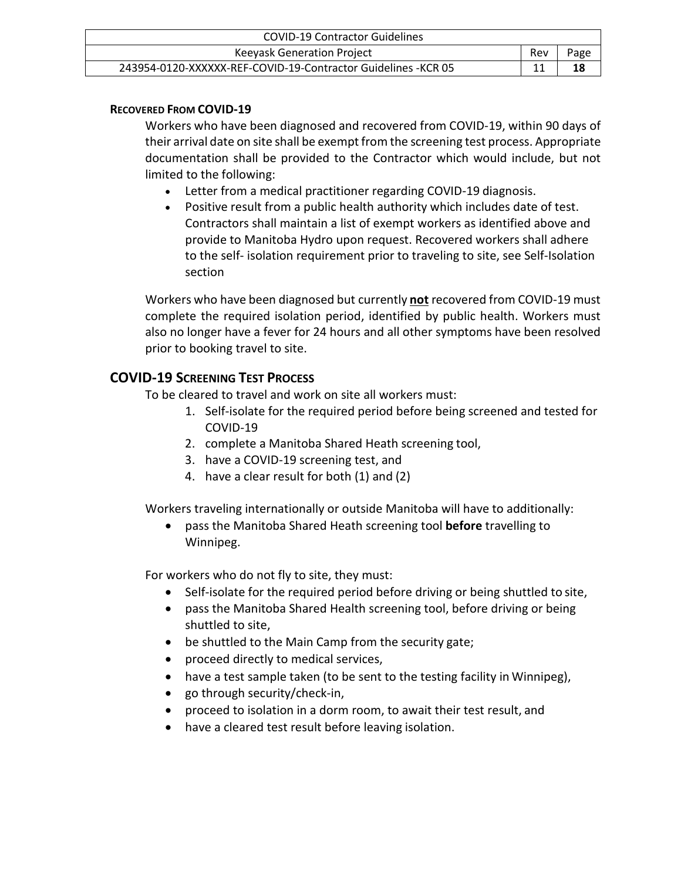### Recovered From COVID-19

Workers who have been diagnosed and recovered from COVID-19, within 90 days of their arrival date on site shall be exempt from the screening test process. Appropriate documentation shall be provided to the Contractor which would include, but not limited to the following:

- Letter from a medical practitioner regarding COVID-19 diagnosis.
- Positive result from a public health authority which includes date of test. Contractors shall maintain a list of exempt workers as identified above and provide to Manitoba Hydro upon request. Recovered workers shall adhere to the self- isolation requirement prior to traveling to site, see Self-Isolation section

Workers who have been diagnosed but currently **not** recovered from COVID-19 must complete the required isolation period, identified by public health. Workers must also no longer have a fever for 24 hours and all other symptoms have been resolved prior to booking travel to site.

## COVID-19 Screening Test Process

To be cleared to travel and work on site all workers must:

1. Self-isolate for the required period before being screened and tested for COVID-19
2. complete a Manitoba Shared Heath screening tool,
3. have a COVID-19 screening test, and
4. have a clear result for both (1) and (2)

Workers traveling internationally or outside Manitoba will have to additionally:

- pass the Manitoba Shared Heath screening tool **before** travelling to Winnipeg.

For workers who do not fly to site, they must:

- Self-isolate for the required period before driving or being shuttled to site,
- pass the Manitoba Shared Health screening tool, before driving or being shuttled to site,
- be shuttled to the Main Camp from the security gate;
- proceed directly to medical services,
- have a test sample taken (to be sent to the testing facility in Winnipeg),
- go through security/check-in,
- proceed to isolation in a dorm room, to await their test result, and
- have a cleared test result before leaving isolation.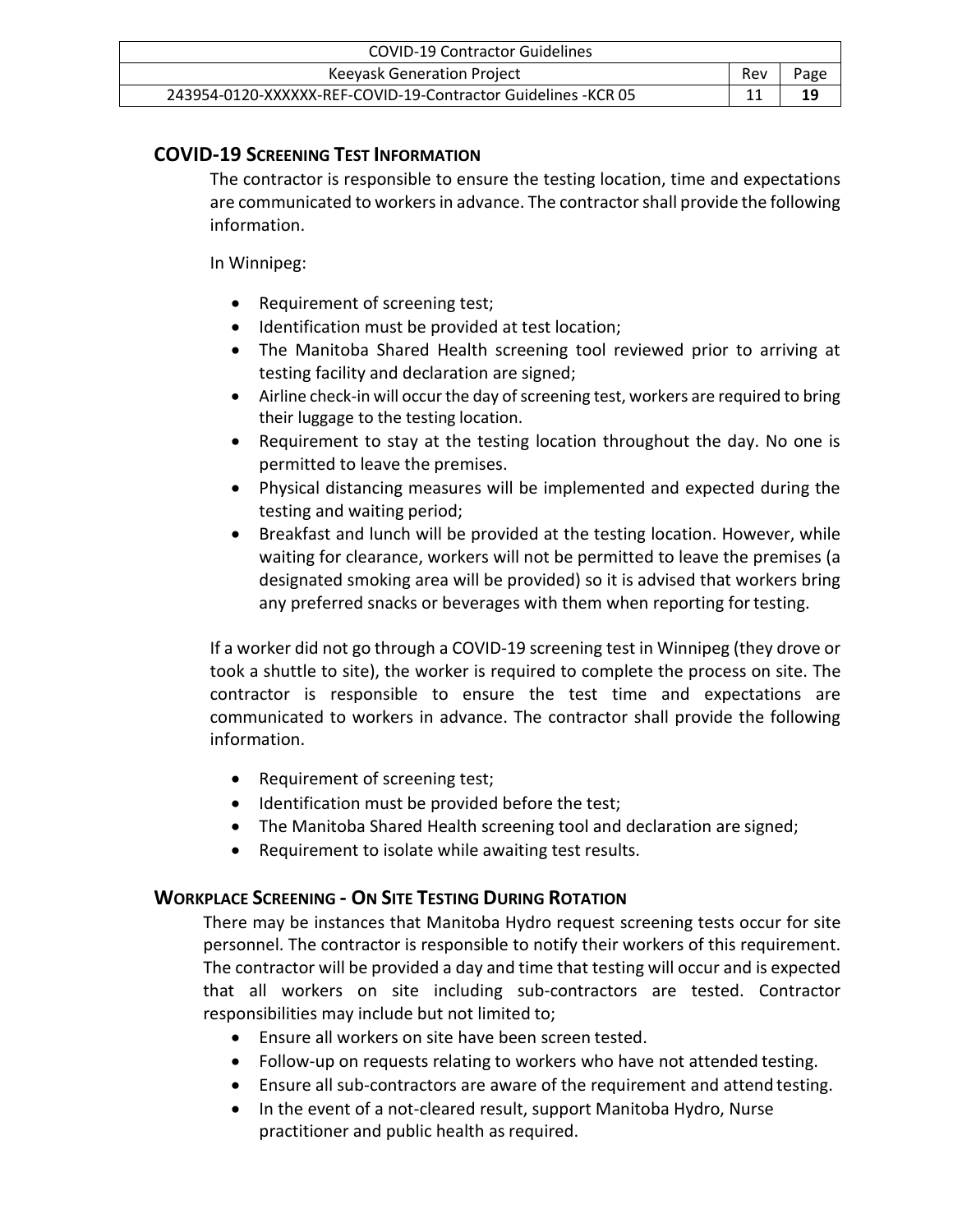## COVID-19 Screening Test Information

The contractor is responsible to ensure the testing location, time and expectations are communicated to workers in advance. The contractor shall provide the following information.

In Winnipeg:

- Requirement of screening test;
- Identification must be provided at test location;
- The Manitoba Shared Health screening tool reviewed prior to arriving at testing facility and declaration are signed;
- Airline check-in will occur the day of screening test, workers are required to bring their luggage to the testing location.
- Requirement to stay at the testing location throughout the day. No one is permitted to leave the premises.
- Physical distancing measures will be implemented and expected during the testing and waiting period;
- Breakfast and lunch will be provided at the testing location. However, while waiting for clearance, workers will not be permitted to leave the premises (a designated smoking area will be provided) so it is advised that workers bring any preferred snacks or beverages with them when reporting for testing.

If a worker did not go through a COVID-19 screening test in Winnipeg (they drove or took a shuttle to site), the worker is required to complete the process on site. The contractor is responsible to ensure the test time and expectations are communicated to workers in advance. The contractor shall provide the following information.

- Requirement of screening test;
- Identification must be provided before the test;
- The Manitoba Shared Health screening tool and declaration are signed;
- Requirement to isolate while awaiting test results.

## Workplace Screening - On Site Testing During Rotation

There may be instances that Manitoba Hydro request screening tests occur for site personnel. The contractor is responsible to notify their workers of this requirement. The contractor will be provided a day and time that testing will occur and is expected that all workers on site including sub-contractors are tested. Contractor responsibilities may include but not limited to;

- Ensure all workers on site have been screen tested.
- Follow-up on requests relating to workers who have not attended testing.
- Ensure all sub-contractors are aware of the requirement and attend testing.
- In the event of a not-cleared result, support Manitoba Hydro, Nurse practitioner and public health as required.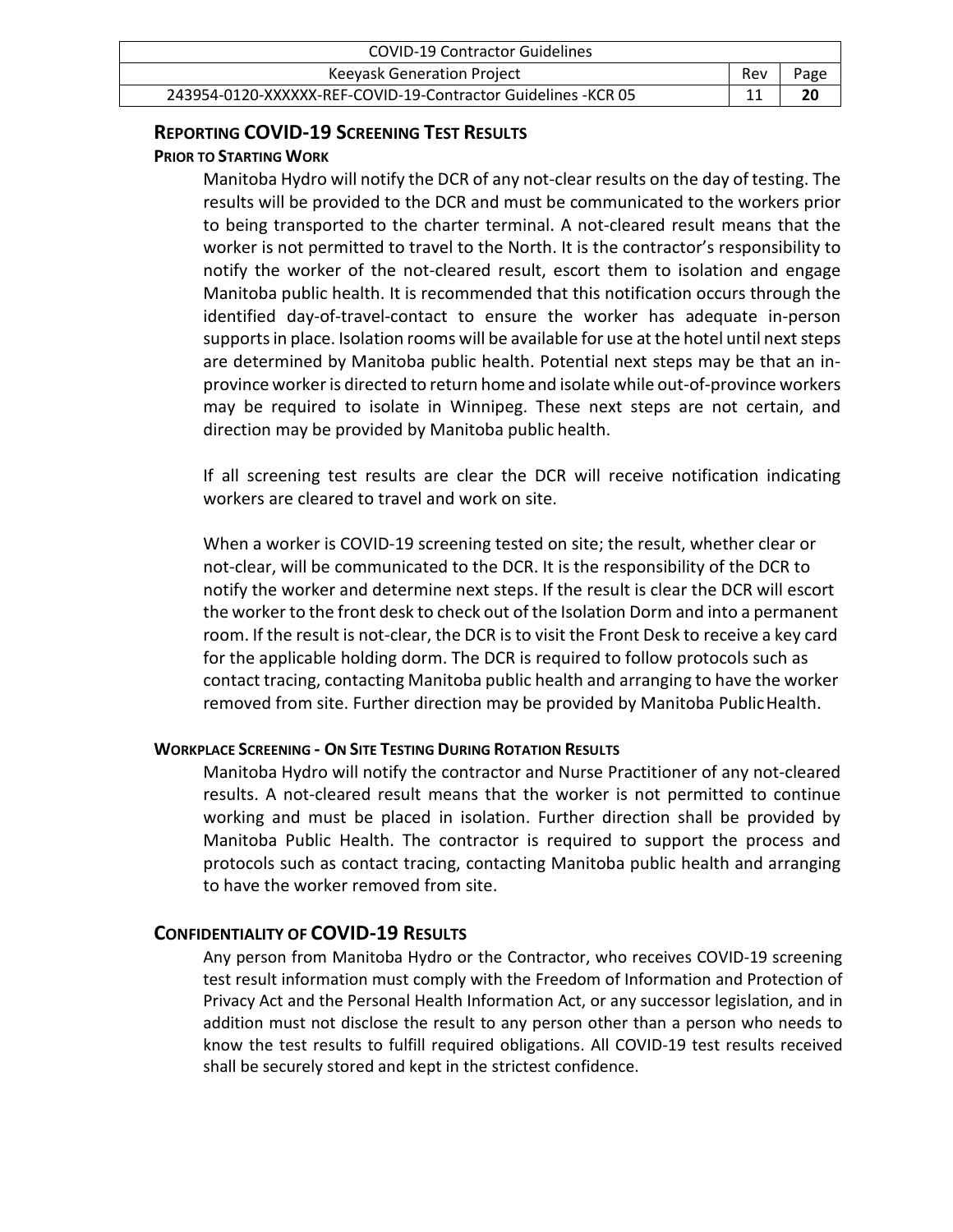## Reporting COVID-19 Screening Test Results

### Prior to Starting Work

Manitoba Hydro will notify the DCR of any not-clear results on the day of testing. The results will be provided to the DCR and must be communicated to the workers prior to being transported to the charter terminal. A not-cleared result means that the worker is not permitted to travel to the North. It is the contractor's responsibility to notify the worker of the not-cleared result, escort them to isolation and engage Manitoba public health. It is recommended that this notification occurs through the identified day-of-travel-contact to ensure the worker has adequate in-person supports in place. Isolation rooms will be available for use at the hotel until next steps are determined by Manitoba public health. Potential next steps may be that an in-province worker is directed to return home and isolate while out-of-province workers may be required to isolate in Winnipeg. These next steps are not certain, and direction may be provided by Manitoba public health.

If all screening test results are clear the DCR will receive notification indicating workers are cleared to travel and work on site.

When a worker is COVID-19 screening tested on site; the result, whether clear or not-clear, will be communicated to the DCR. It is the responsibility of the DCR to notify the worker and determine next steps. If the result is clear the DCR will escort the worker to the front desk to check out of the Isolation Dorm and into a permanent room. If the result is not-clear, the DCR is to visit the Front Desk to receive a key card for the applicable holding dorm. The DCR is required to follow protocols such as contact tracing, contacting Manitoba public health and arranging to have the worker removed from site. Further direction may be provided by Manitoba Public Health.

### Workplace Screening - On Site Testing During Rotation Results

Manitoba Hydro will notify the contractor and Nurse Practitioner of any not-cleared results. A not-cleared result means that the worker is not permitted to continue working and must be placed in isolation. Further direction shall be provided by Manitoba Public Health. The contractor is required to support the process and protocols such as contact tracing, contacting Manitoba public health and arranging to have the worker removed from site.

## Confidentiality of COVID-19 Results

Any person from Manitoba Hydro or the Contractor, who receives COVID-19 screening test result information must comply with the Freedom of Information and Protection of Privacy Act and the Personal Health Information Act, or any successor legislation, and in addition must not disclose the result to any person other than a person who needs to know the test results to fulfill required obligations. All COVID-19 test results received shall be securely stored and kept in the strictest confidence.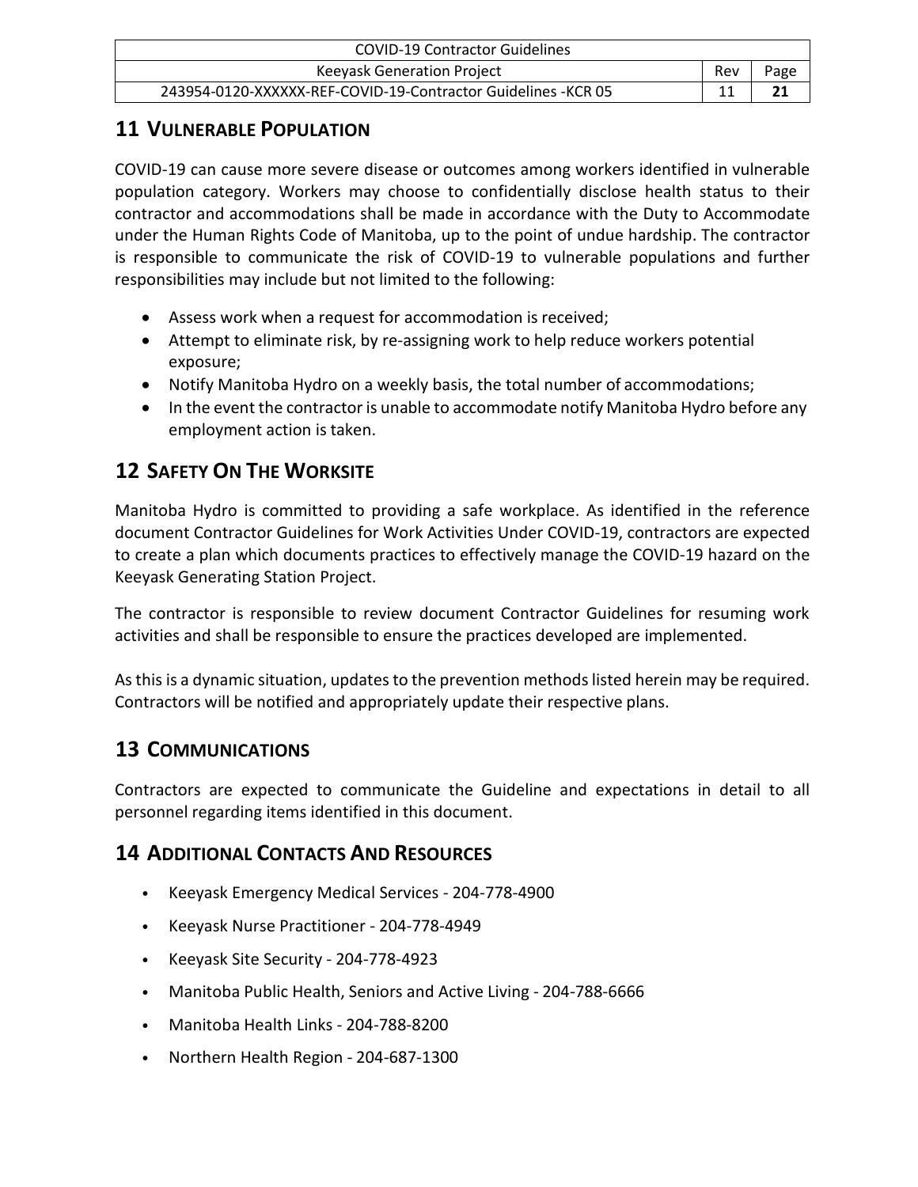## 11 VULNERABLE POPULATION

COVID-19 can cause more severe disease or outcomes among workers identified in vulnerable population category. Workers may choose to confidentially disclose health status to their contractor and accommodations shall be made in accordance with the Duty to Accommodate under the Human Rights Code of Manitoba, up to the point of undue hardship. The contractor is responsible to communicate the risk of COVID-19 to vulnerable populations and further responsibilities may include but not limited to the following:

- Assess work when a request for accommodation is received;
- Attempt to eliminate risk, by re-assigning work to help reduce workers potential exposure;
- Notify Manitoba Hydro on a weekly basis, the total number of accommodations;
- In the event the contractor is unable to accommodate notify Manitoba Hydro before any employment action is taken.

## 12 SAFETY ON THE WORKSITE

Manitoba Hydro is committed to providing a safe workplace. As identified in the reference document Contractor Guidelines for Work Activities Under COVID-19, contractors are expected to create a plan which documents practices to effectively manage the COVID-19 hazard on the Keeyask Generating Station Project.

The contractor is responsible to review document Contractor Guidelines for resuming work activities and shall be responsible to ensure the practices developed are implemented.

As this is a dynamic situation, updates to the prevention methods listed herein may be required. Contractors will be notified and appropriately update their respective plans.

## 13 COMMUNICATIONS

Contractors are expected to communicate the Guideline and expectations in detail to all personnel regarding items identified in this document.

## 14 ADDITIONAL CONTACTS AND RESOURCES

- Keeyask Emergency Medical Services - 204-778-4900
- Keeyask Nurse Practitioner - 204-778-4949
- Keeyask Site Security - 204-778-4923
- Manitoba Public Health, Seniors and Active Living - 204-788-6666
- Manitoba Health Links - 204-788-8200
- Northern Health Region - 204-687-1300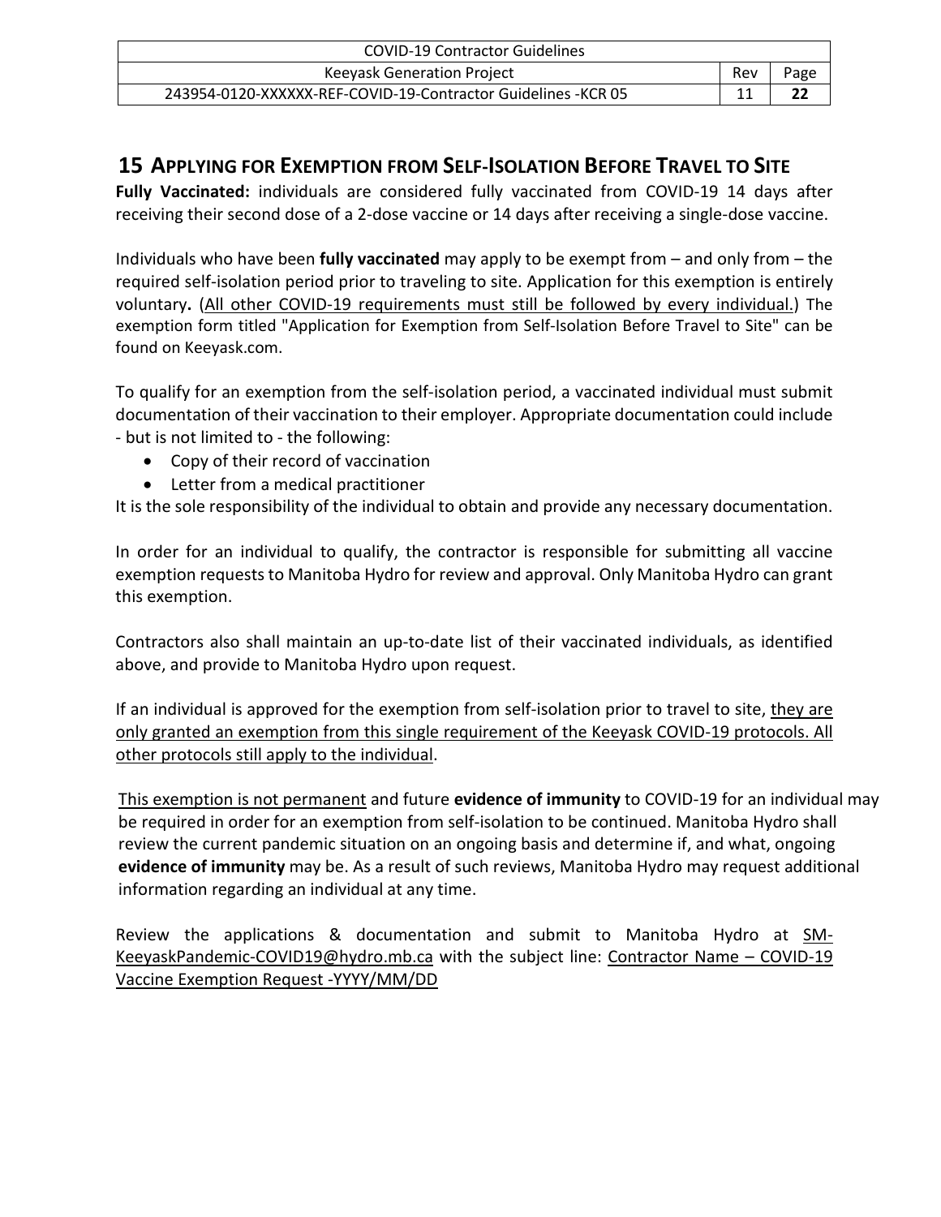## 15 APPLYING FOR EXEMPTION FROM SELF-ISOLATION BEFORE TRAVEL TO SITE

**Fully Vaccinated:** individuals are considered fully vaccinated from COVID-19 14 days after receiving their second dose of a 2-dose vaccine or 14 days after receiving a single-dose vaccine.

Individuals who have been **fully vaccinated** may apply to be exempt from – and only from – the required self-isolation period prior to traveling to site. Application for this exemption is entirely voluntary**.** (<u>All other COVID-19 requirements must still be followed by every individual.</u>) The exemption form titled "Application for Exemption from Self-Isolation Before Travel to Site" can be found on Keeyask.com.

To qualify for an exemption from the self-isolation period, a vaccinated individual must submit documentation of their vaccination to their employer. Appropriate documentation could include - but is not limited to - the following:

- Copy of their record of vaccination
- Letter from a medical practitioner

It is the sole responsibility of the individual to obtain and provide any necessary documentation.

In order for an individual to qualify, the contractor is responsible for submitting all vaccine exemption requests to Manitoba Hydro for review and approval. Only Manitoba Hydro can grant this exemption.

Contractors also shall maintain an up-to-date list of their vaccinated individuals, as identified above, and provide to Manitoba Hydro upon request.

If an individual is approved for the exemption from self-isolation prior to travel to site, <u>they are only granted an exemption from this single requirement of the Keeyask COVID-19 protocols. All other protocols still apply to the individual</u>.

<u>This exemption is not permanent</u> and future **evidence of immunity** to COVID-19 for an individual may be required in order for an exemption from self-isolation to be continued. Manitoba Hydro shall review the current pandemic situation on an ongoing basis and determine if, and what, ongoing **evidence of immunity** may be. As a result of such reviews, Manitoba Hydro may request additional information regarding an individual at any time.

Review the applications & documentation and submit to Manitoba Hydro at <u>SM-KeeyaskPandemic-COVID19@hydro.mb.ca</u> with the subject line: <u>Contractor Name – COVID-19 Vaccine Exemption Request -YYYY/MM/DD</u>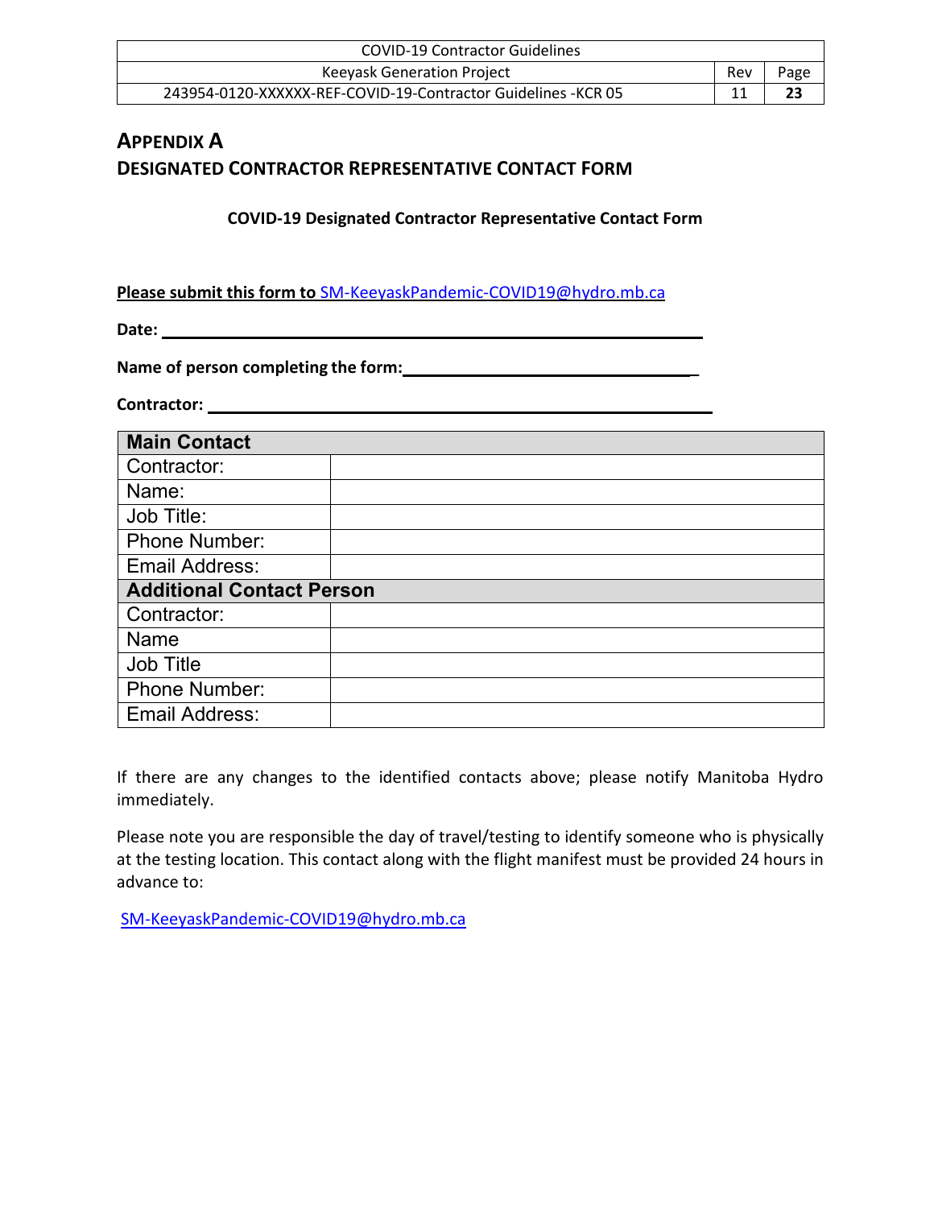# APPENDIX A
## DESIGNATED CONTRACTOR REPRESENTATIVE CONTACT FORM

**COVID-19 Designated Contractor Representative Contact Form**

**Please submit this form to** SM-KeeyaskPandemic-COVID19@hydro.mb.ca

**Date:** ______________________________________________

**Name of person completing the form:** ____________________________

**Contractor:** ______________________________________________

| **Main Contact** | |
|---|---|
| Contractor: | |
| Name: | |
| Job Title: | |
| Phone Number: | |
| Email Address: | |
| **Additional Contact Person** | |
| Contractor: | |
| Name | |
| Job Title | |
| Phone Number: | |
| Email Address: | |

If there are any changes to the identified contacts above; please notify Manitoba Hydro immediately.

Please note you are responsible the day of travel/testing to identify someone who is physically at the testing location. This contact along with the flight manifest must be provided 24 hours in advance to:

SM-KeeyaskPandemic-COVID19@hydro.mb.ca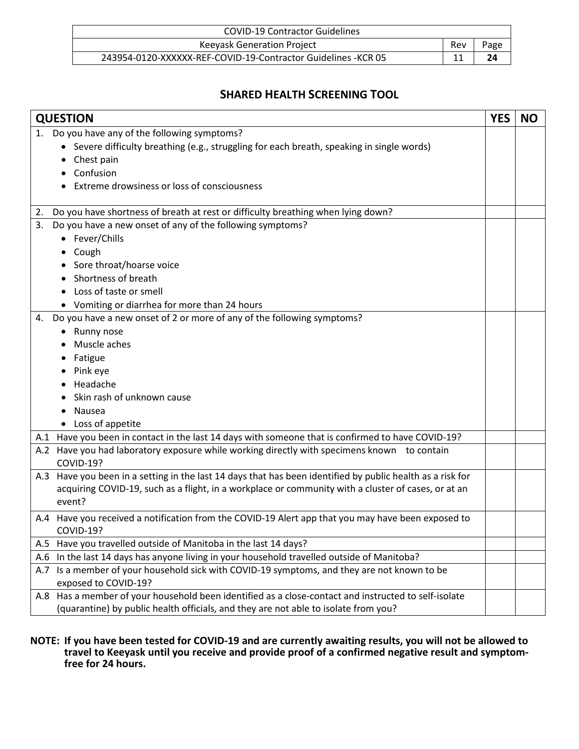## SHARED HEALTH SCREENING TOOL

| QUESTION | YES | NO |
|---|---|---|
| 1. Do you have any of the following symptoms?<br>• Severe difficulty breathing (e.g., struggling for each breath, speaking in single words)<br>• Chest pain<br>• Confusion<br>• Extreme drowsiness or loss of consciousness | | |
| 2. Do you have shortness of breath at rest or difficulty breathing when lying down? | | |
| 3. Do you have a new onset of any of the following symptoms?<br>• Fever/Chills<br>• Cough<br>• Sore throat/hoarse voice<br>• Shortness of breath<br>• Loss of taste or smell<br>• Vomiting or diarrhea for more than 24 hours | | |
| 4. Do you have a new onset of 2 or more of any of the following symptoms?<br>• Runny nose<br>• Muscle aches<br>• Fatigue<br>• Pink eye<br>• Headache<br>• Skin rash of unknown cause<br>• Nausea<br>• Loss of appetite | | |
| A.1 Have you been in contact in the last 14 days with someone that is confirmed to have COVID-19? | | |
| A.2 Have you had laboratory exposure while working directly with specimens known to contain COVID-19? | | |
| A.3 Have you been in a setting in the last 14 days that has been identified by public health as a risk for acquiring COVID-19, such as a flight, in a workplace or community with a cluster of cases, or at an event? | | |
| A.4 Have you received a notification from the COVID-19 Alert app that you may have been exposed to COVID-19? | | |
| A.5 Have you travelled outside of Manitoba in the last 14 days? | | |
| A.6 In the last 14 days has anyone living in your household travelled outside of Manitoba? | | |
| A.7 Is a member of your household sick with COVID-19 symptoms, and they are not known to be exposed to COVID-19? | | |
| A.8 Has a member of your household been identified as a close-contact and instructed to self-isolate (quarantine) by public health officials, and they are not able to isolate from you? | | |

**NOTE: If you have been tested for COVID-19 and are currently awaiting results, you will not be allowed to travel to Keeyask until you receive and provide proof of a confirmed negative result and symptom-free for 24 hours.**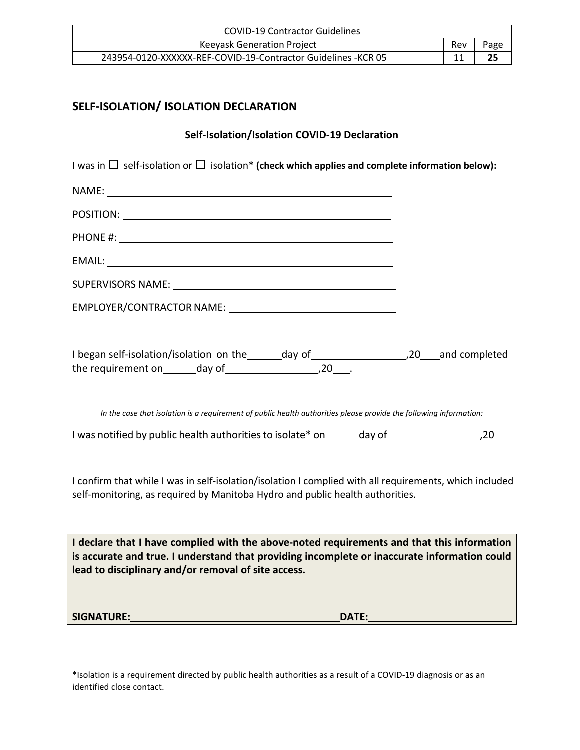## SELF-ISOLATION/ ISOLATION DECLARATION

**Self-Isolation/Isolation COVID-19 Declaration**

I was in ☐ self-isolation or ☐ isolation* **(check which applies and complete information below):**

NAME: ____________________________________________

POSITION: ____________________________________________

PHONE #: ____________________________________________

EMAIL: ____________________________________________

SUPERVISORS NAME: ____________________________________________

EMPLOYER/CONTRACTOR NAME: ____________________________________________

I began self-isolation/isolation on the ______ day of ________________ ,20___ and completed the requirement on ______ day of ________________ ,20___.

*In the case that isolation is a requirement of public health authorities please provide the following information:*

I was notified by public health authorities to isolate* on ______ day of ________________ ,20___

I confirm that while I was in self-isolation/isolation I complied with all requirements, which included self-monitoring, as required by Manitoba Hydro and public health authorities.

**I declare that I have complied with the above-noted requirements and that this information is accurate and true. I understand that providing incomplete or inaccurate information could lead to disciplinary and/or removal of site access.**

**SIGNATURE:** ______________________________ **DATE:** ____________________

*Isolation is a requirement directed by public health authorities as a result of a COVID-19 diagnosis or as an identified close contact.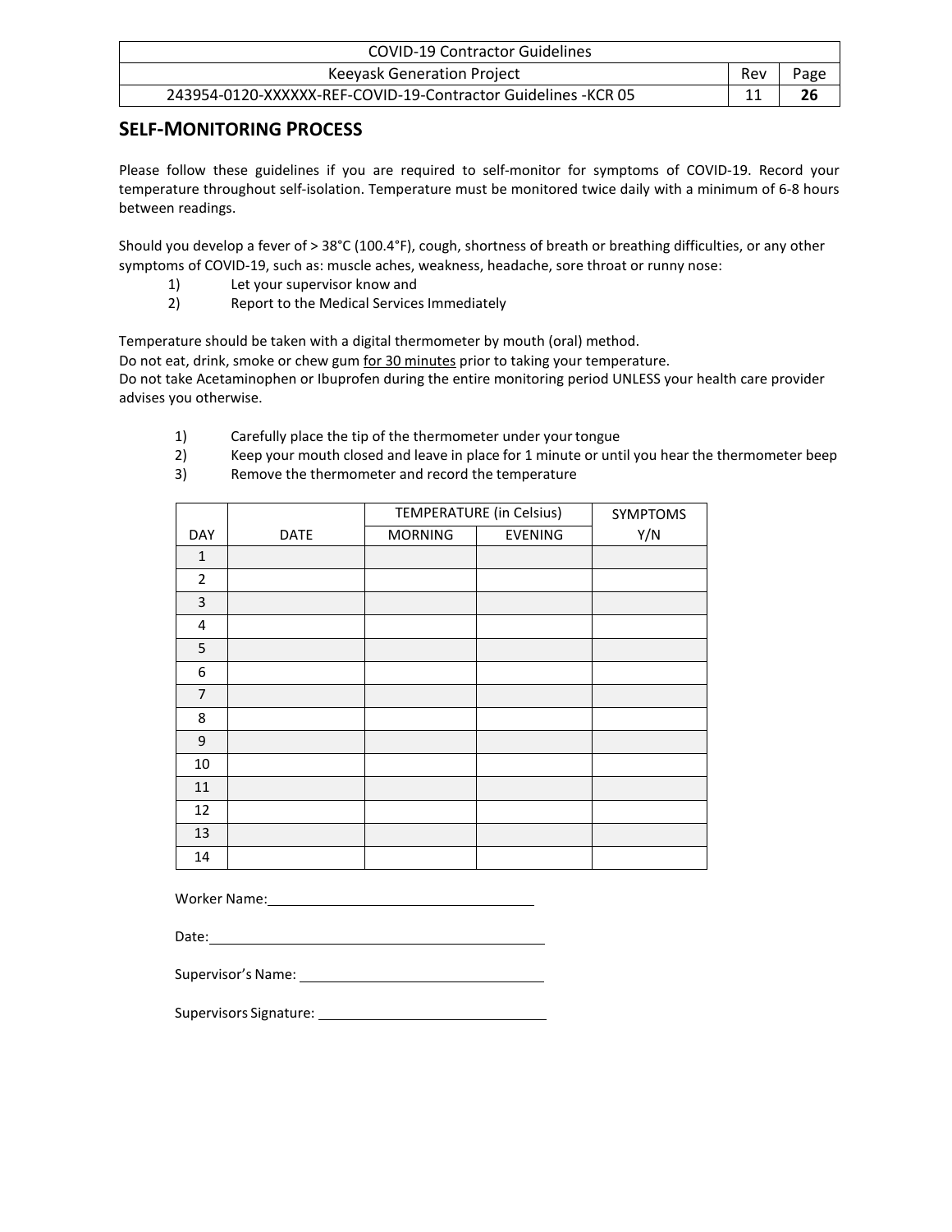## SELF-MONITORING PROCESS

Please follow these guidelines if you are required to self-monitor for symptoms of COVID-19. Record your temperature throughout self-isolation. Temperature must be monitored twice daily with a minimum of 6-8 hours between readings.

Should you develop a fever of > 38°C (100.4°F), cough, shortness of breath or breathing difficulties, or any other symptoms of COVID-19, such as: muscle aches, weakness, headache, sore throat or runny nose:

1) Let your supervisor know and
2) Report to the Medical Services Immediately

Temperature should be taken with a digital thermometer by mouth (oral) method.
Do not eat, drink, smoke or chew gum for 30 minutes prior to taking your temperature.
Do not take Acetaminophen or Ibuprofen during the entire monitoring period UNLESS your health care provider advises you otherwise.

1) Carefully place the tip of the thermometer under your tongue
2) Keep your mouth closed and leave in place for 1 minute or until you hear the thermometer beep
3) Remove the thermometer and record the temperature

| | | TEMPERATURE (in Celsius) | | SYMPTOMS |
|---|---|---|---|---|
| DAY | DATE | MORNING | EVENING | Y/N |
| 1 | | | | |
| 2 | | | | |
| 3 | | | | |
| 4 | | | | |
| 5 | | | | |
| 6 | | | | |
| 7 | | | | |
| 8 | | | | |
| 9 | | | | |
| 10 | | | | |
| 11 | | | | |
| 12 | | | | |
| 13 | | | | |
| 14 | | | | |

Worker Name: ______________________________

Date: ______________________________

Supervisor's Name: ______________________________

Supervisors Signature: ______________________________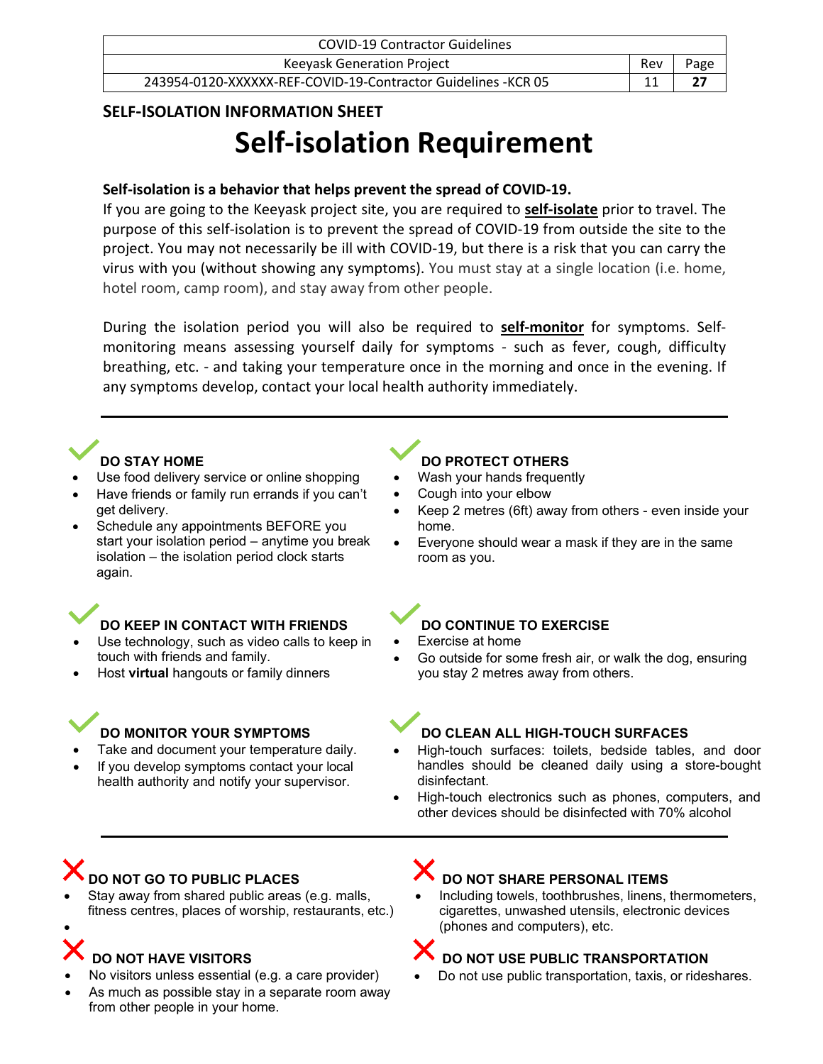## SELF-ISOLATION INFORMATION SHEET

# Self-isolation Requirement

**Self-isolation is a behavior that helps prevent the spread of COVID-19.**

If you are going to the Keeyask project site, you are required to **self-isolate** prior to travel. The purpose of this self-isolation is to prevent the spread of COVID-19 from outside the site to the project. You may not necessarily be ill with COVID-19, but there is a risk that you can carry the virus with you (without showing any symptoms). You must stay at a single location (i.e. home, hotel room, camp room), and stay away from other people.

During the isolation period you will also be required to **self-monitor** for symptoms. Self-monitoring means assessing yourself daily for symptoms - such as fever, cough, difficulty breathing, etc. - and taking your temperature once in the morning and once in the evening. If any symptoms develop, contact your local health authority immediately.

---

### ✓ DO STAY HOME

- Use food delivery service or online shopping
- Have friends or family run errands if you can't get delivery.
- Schedule any appointments BEFORE you start your isolation period – anytime you break isolation – the isolation period clock starts again.

### ✓ DO KEEP IN CONTACT WITH FRIENDS

- Use technology, such as video calls to keep in touch with friends and family.
- Host **virtual** hangouts or family dinners

### ✓ DO MONITOR YOUR SYMPTOMS

- Take and document your temperature daily.
- If you develop symptoms contact your local health authority and notify your supervisor.

### ✓ DO PROTECT OTHERS

- Wash your hands frequently
- Cough into your elbow
- Keep 2 metres (6ft) away from others - even inside your home.
- Everyone should wear a mask if they are in the same room as you.

### ✓ DO CONTINUE TO EXERCISE

- Exercise at home
- Go outside for some fresh air, or walk the dog, ensuring you stay 2 metres away from others.

### ✓ DO CLEAN ALL HIGH-TOUCH SURFACES

- High-touch surfaces: toilets, bedside tables, and door handles should be cleaned daily using a store-bought disinfectant.
- High-touch electronics such as phones, computers, and other devices should be disinfected with 70% alcohol

---

### ✗ DO NOT GO TO PUBLIC PLACES

- Stay away from shared public areas (e.g. malls, fitness centres, places of worship, restaurants, etc.)

### ✗ DO NOT HAVE VISITORS

- No visitors unless essential (e.g. a care provider)
- As much as possible stay in a separate room away from other people in your home.

### ✗ DO NOT SHARE PERSONAL ITEMS

- Including towels, toothbrushes, linens, thermometers, cigarettes, unwashed utensils, electronic devices (phones and computers), etc.

### ✗ DO NOT USE PUBLIC TRANSPORTATION

- Do not use public transportation, taxis, or rideshares.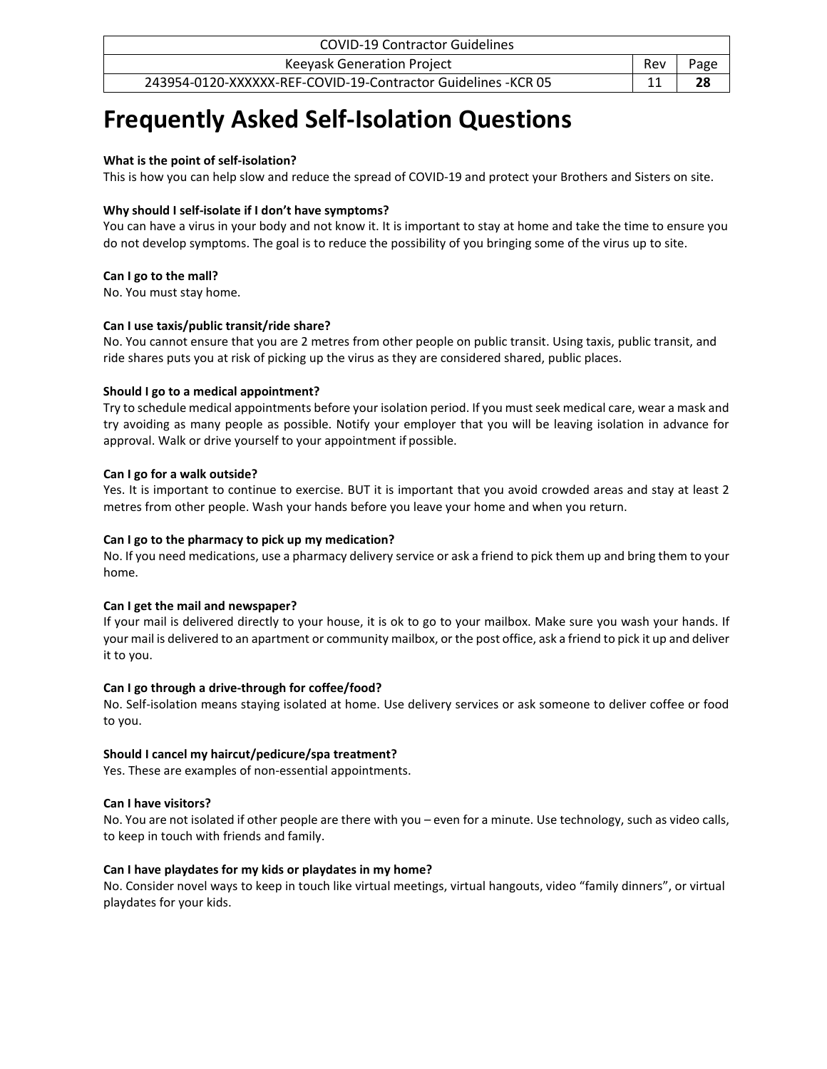# Frequently Asked Self-Isolation Questions

**What is the point of self-isolation?**

This is how you can help slow and reduce the spread of COVID-19 and protect your Brothers and Sisters on site.

**Why should I self-isolate if I don't have symptoms?**

You can have a virus in your body and not know it. It is important to stay at home and take the time to ensure you do not develop symptoms. The goal is to reduce the possibility of you bringing some of the virus up to site.

**Can I go to the mall?**

No. You must stay home.

**Can I use taxis/public transit/ride share?**

No. You cannot ensure that you are 2 metres from other people on public transit. Using taxis, public transit, and ride shares puts you at risk of picking up the virus as they are considered shared, public places.

**Should I go to a medical appointment?**

Try to schedule medical appointments before your isolation period. If you must seek medical care, wear a mask and try avoiding as many people as possible. Notify your employer that you will be leaving isolation in advance for approval. Walk or drive yourself to your appointment if possible.

**Can I go for a walk outside?**

Yes. It is important to continue to exercise. BUT it is important that you avoid crowded areas and stay at least 2 metres from other people. Wash your hands before you leave your home and when you return.

**Can I go to the pharmacy to pick up my medication?**

No. If you need medications, use a pharmacy delivery service or ask a friend to pick them up and bring them to your home.

**Can I get the mail and newspaper?**

If your mail is delivered directly to your house, it is ok to go to your mailbox. Make sure you wash your hands. If your mail is delivered to an apartment or community mailbox, or the post office, ask a friend to pick it up and deliver it to you.

**Can I go through a drive-through for coffee/food?**

No. Self-isolation means staying isolated at home. Use delivery services or ask someone to deliver coffee or food to you.

**Should I cancel my haircut/pedicure/spa treatment?**

Yes. These are examples of non-essential appointments.

**Can I have visitors?**

No. You are not isolated if other people are there with you – even for a minute. Use technology, such as video calls, to keep in touch with friends and family.

**Can I have playdates for my kids or playdates in my home?**

No. Consider novel ways to keep in touch like virtual meetings, virtual hangouts, video "family dinners", or virtual playdates for your kids.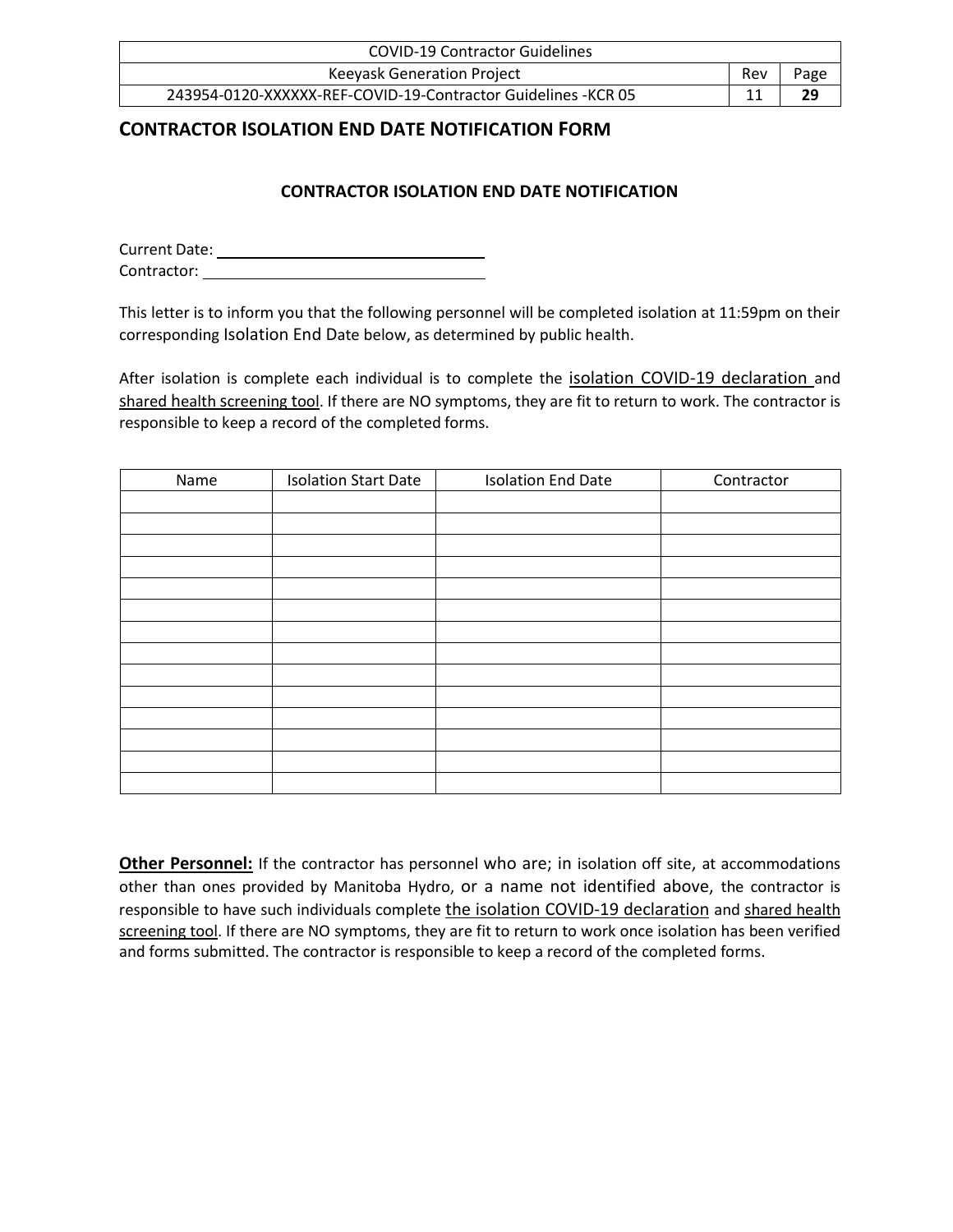## CONTRACTOR ISOLATION END DATE NOTIFICATION FORM

### CONTRACTOR ISOLATION END DATE NOTIFICATION

Current Date: ______________________________
Contractor: ______________________________

This letter is to inform you that the following personnel will be completed isolation at 11:59pm on their corresponding Isolation End Date below, as determined by public health.

After isolation is complete each individual is to complete the isolation COVID-19 declaration and shared health screening tool. If there are NO symptoms, they are fit to return to work. The contractor is responsible to keep a record of the completed forms.

| Name | Isolation Start Date | Isolation End Date | Contractor |
|---|---|---|---|
| | | | |
| | | | |
| | | | |
| | | | |
| | | | |
| | | | |
| | | | |
| | | | |
| | | | |
| | | | |
| | | | |
| | | | |
| | | | |
| | | | |

**Other Personnel:** If the contractor has personnel who are; in isolation off site, at accommodations other than ones provided by Manitoba Hydro, or a name not identified above, the contractor is responsible to have such individuals complete the isolation COVID-19 declaration and shared health screening tool. If there are NO symptoms, they are fit to return to work once isolation has been verified and forms submitted. The contractor is responsible to keep a record of the completed forms.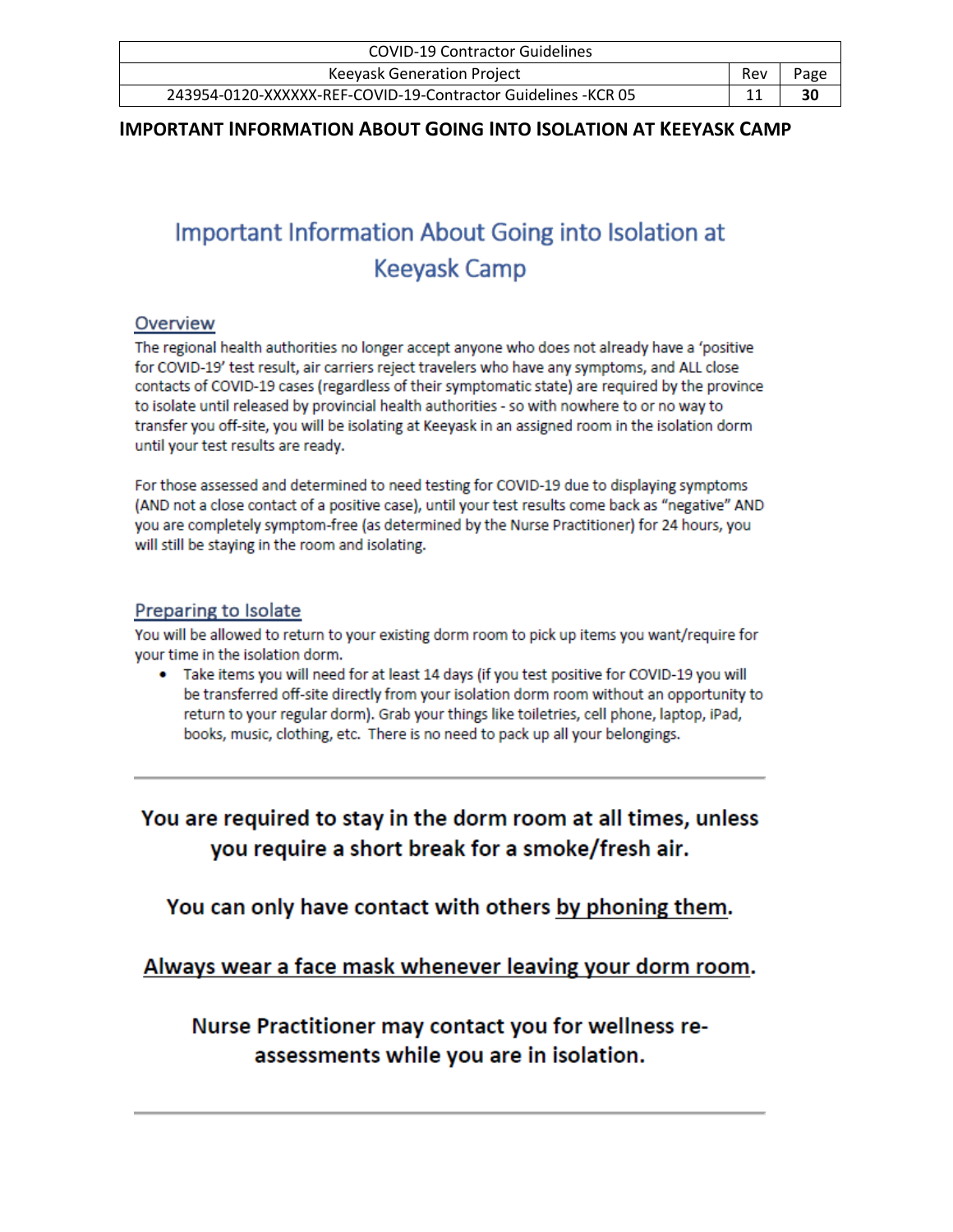## IMPORTANT INFORMATION ABOUT GOING INTO ISOLATION AT KEEYASK CAMP

# Important Information About Going into Isolation at Keeyask Camp

### Overview

The regional health authorities no longer accept anyone who does not already have a 'positive for COVID-19' test result, air carriers reject travelers who have any symptoms, and ALL close contacts of COVID-19 cases (regardless of their symptomatic state) are required by the province to isolate until released by provincial health authorities - so with nowhere to or no way to transfer you off-site, you will be isolating at Keeyask in an assigned room in the isolation dorm until your test results are ready.

For those assessed and determined to need testing for COVID-19 due to displaying symptoms (AND not a close contact of a positive case), until your test results come back as "negative" AND you are completely symptom-free (as determined by the Nurse Practitioner) for 24 hours, you will still be staying in the room and isolating.

### Preparing to Isolate

You will be allowed to return to your existing dorm room to pick up items you want/require for your time in the isolation dorm.

- Take items you will need for at least 14 days (if you test positive for COVID-19 you will be transferred off-site directly from your isolation dorm room without an opportunity to return to your regular dorm). Grab your things like toiletries, cell phone, laptop, iPad, books, music, clothing, etc. There is no need to pack up all your belongings.

---

**You are required to stay in the dorm room at all times, unless you require a short break for a smoke/fresh air.**

**You can only have contact with others <u>by phoning them</u>.**

**<u>Always wear a face mask whenever leaving your dorm room</u>.**

**Nurse Practitioner may contact you for wellness re-assessments while you are in isolation.**

---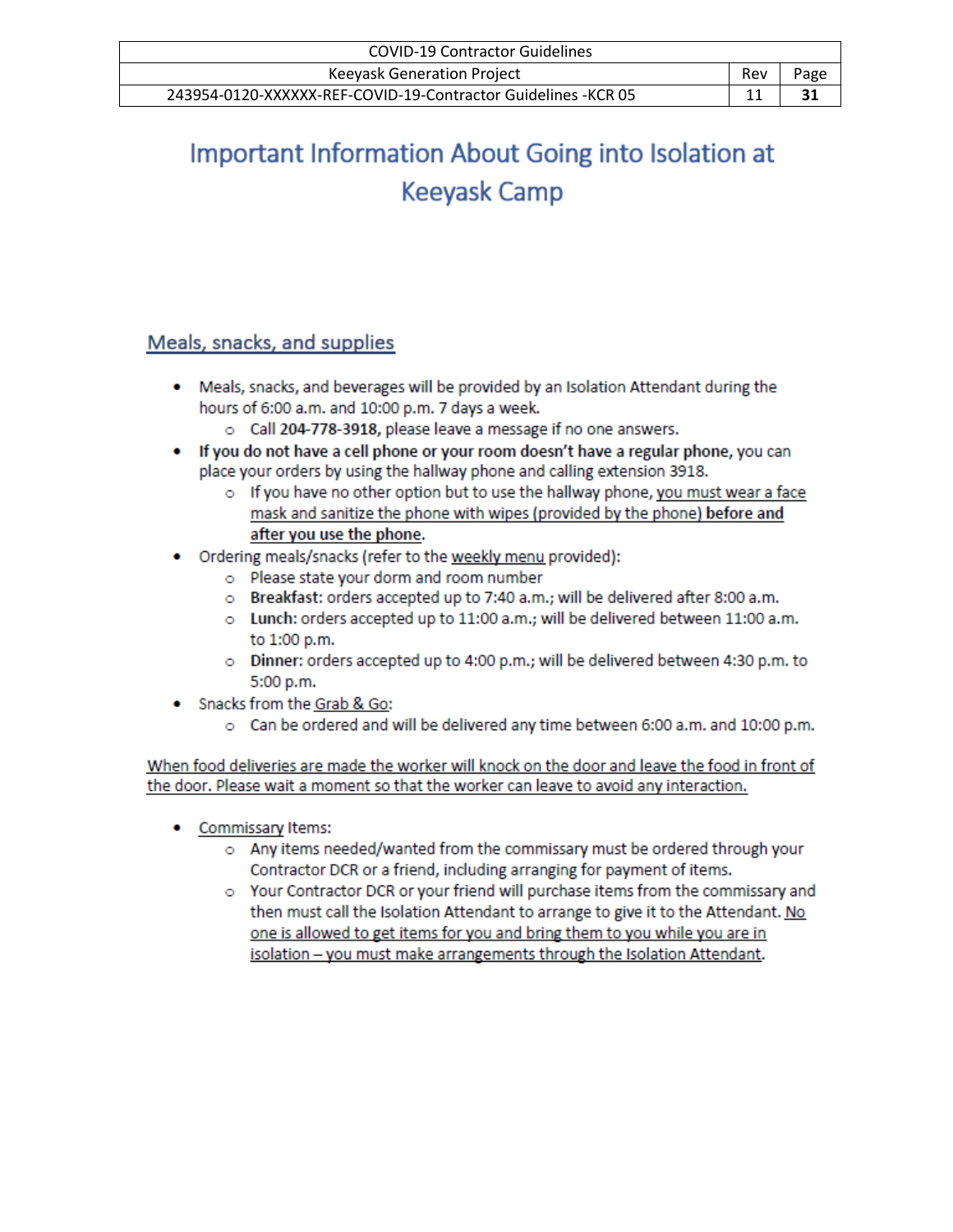# Important Information About Going into Isolation at Keeyask Camp

## Meals, snacks, and supplies

- Meals, snacks, and beverages will be provided by an Isolation Attendant during the hours of 6:00 a.m. and 10:00 p.m. 7 days a week.
  - Call **204-778-3918,** please leave a message if no one answers.
- **If you do not have a cell phone or your room doesn't have a regular phone,** you can place your orders by using the hallway phone and calling extension 3918.
  - If you have no other option but to use the hallway phone, you must wear a face mask and sanitize the phone with wipes (provided by the phone) **before and after you use the phone**.
- Ordering meals/snacks (refer to the weekly menu provided):
  - Please state your dorm and room number
  - **Breakfast:** orders accepted up to 7:40 a.m.; will be delivered after 8:00 a.m.
  - **Lunch:** orders accepted up to 11:00 a.m.; will be delivered between 11:00 a.m. to 1:00 p.m.
  - **Dinner:** orders accepted up to 4:00 p.m.; will be delivered between 4:30 p.m. to 5:00 p.m.
- Snacks from the Grab & Go:
  - Can be ordered and will be delivered any time between 6:00 a.m. and 10:00 p.m.

When food deliveries are made the worker will knock on the door and leave the food in front of the door. Please wait a moment so that the worker can leave to avoid any interaction.

- Commissary Items:
  - Any items needed/wanted from the commissary must be ordered through your Contractor DCR or a friend, including arranging for payment of items.
  - Your Contractor DCR or your friend will purchase items from the commissary and then must call the Isolation Attendant to arrange to give it to the Attendant. No one is allowed to get items for you and bring them to you while you are in isolation – you must make arrangements through the Isolation Attendant.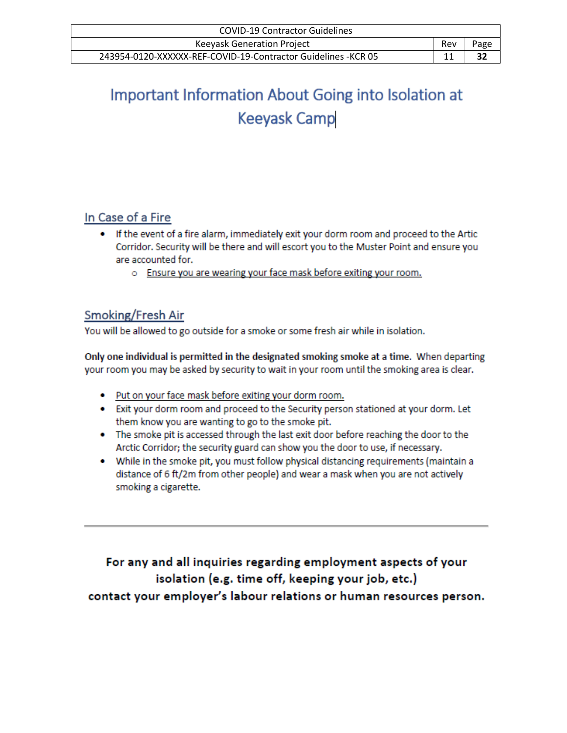# Important Information About Going into Isolation at Keeyask Camp

## In Case of a Fire

- If the event of a fire alarm, immediately exit your dorm room and proceed to the Artic Corridor. Security will be there and will escort you to the Muster Point and ensure you are accounted for.
  - Ensure you are wearing your face mask before exiting your room.

## Smoking/Fresh Air

You will be allowed to go outside for a smoke or some fresh air while in isolation.

**Only one individual is permitted in the designated smoking smoke at a time.** When departing your room you may be asked by security to wait in your room until the smoking area is clear.

- Put on your face mask before exiting your dorm room.
- Exit your dorm room and proceed to the Security person stationed at your dorm. Let them know you are wanting to go to the smoke pit.
- The smoke pit is accessed through the last exit door before reaching the door to the Arctic Corridor; the security guard can show you the door to use, if necessary.
- While in the smoke pit, you must follow physical distancing requirements (maintain a distance of 6 ft/2m from other people) and wear a mask when you are not actively smoking a cigarette.

---

**For any and all inquiries regarding employment aspects of your isolation (e.g. time off, keeping your job, etc.) contact your employer's labour relations or human resources person.**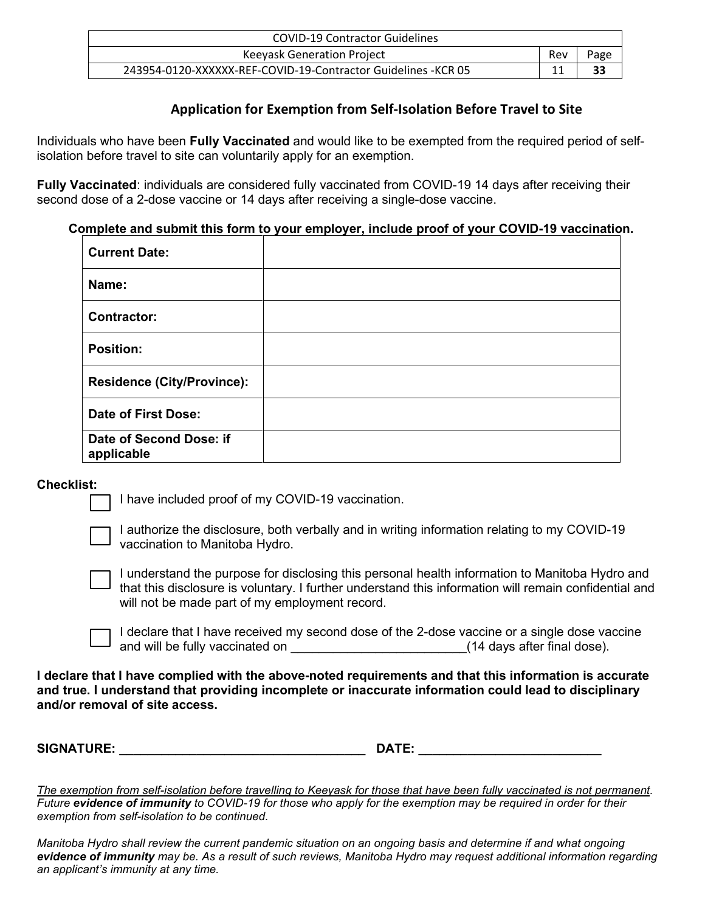## Application for Exemption from Self-Isolation Before Travel to Site

Individuals who have been **Fully Vaccinated** and would like to be exempted from the required period of self-isolation before travel to site can voluntarily apply for an exemption.

**Fully Vaccinated**: individuals are considered fully vaccinated from COVID-19 14 days after receiving their second dose of a 2-dose vaccine or 14 days after receiving a single-dose vaccine.

**Complete and submit this form to your employer, include proof of your COVID-19 vaccination.**

| | |
|---|---|
| **Current Date:** | |
| **Name:** | |
| **Contractor:** | |
| **Position:** | |
| **Residence (City/Province):** | |
| **Date of First Dose:** | |
| **Date of Second Dose: if applicable** | |

**Checklist:**

- ☐ I have included proof of my COVID-19 vaccination.
- ☐ I authorize the disclosure, both verbally and in writing information relating to my COVID-19 vaccination to Manitoba Hydro.
- ☐ I understand the purpose for disclosing this personal health information to Manitoba Hydro and that this disclosure is voluntary. I further understand this information will remain confidential and will not be made part of my employment record.
- ☐ I declare that I have received my second dose of the 2-dose vaccine or a single dose vaccine and will be fully vaccinated on ________________________(14 days after final dose).

**I declare that I have complied with the above-noted requirements and that this information is accurate and true. I understand that providing incomplete or inaccurate information could lead to disciplinary and/or removal of site access.**

**SIGNATURE: ___________________________________ DATE: _________________________**

*The exemption from self-isolation before travelling to Keeyask for those that have been fully vaccinated is not permanent. Future **evidence of immunity** to COVID-19 for those who apply for the exemption may be required in order for their exemption from self-isolation to be continued.*

*Manitoba Hydro shall review the current pandemic situation on an ongoing basis and determine if and what ongoing **evidence of immunity** may be. As a result of such reviews, Manitoba Hydro may request additional information regarding an applicant's immunity at any time.*